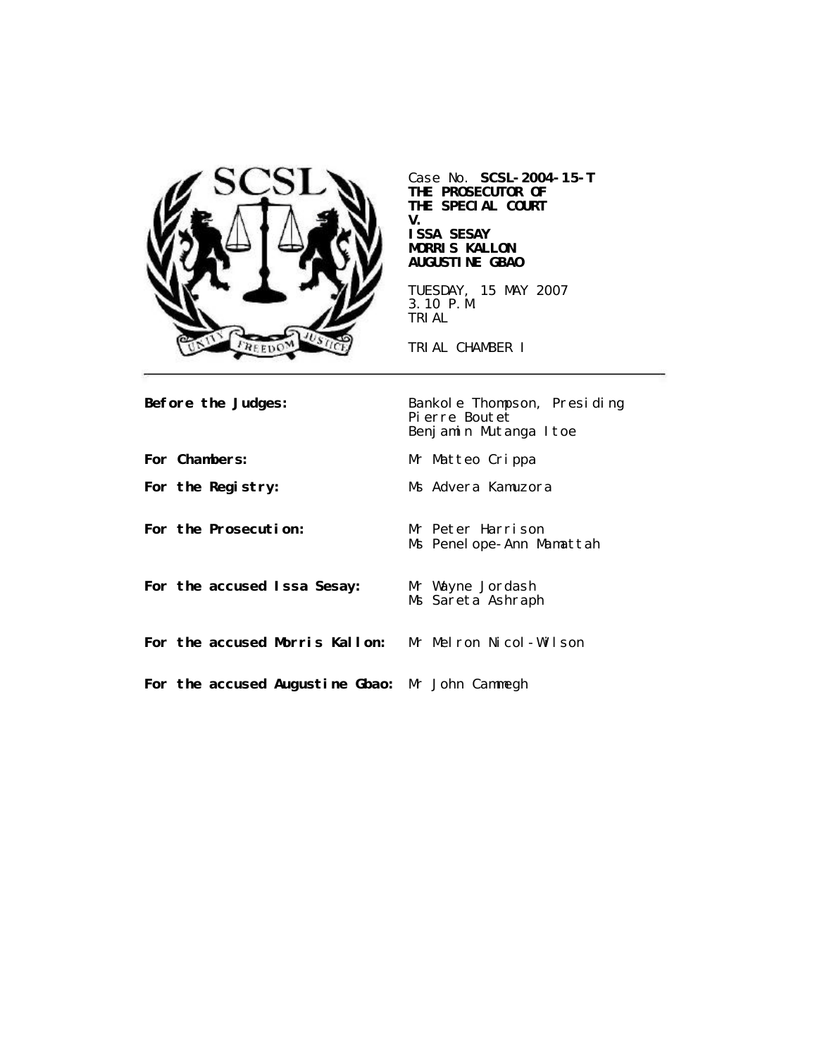Case No. **SCSL-2004-15-T**
**THE PROSECUTOR OF THE SPECIAL COURT**
**V.**
**ISSA SESAY**
**MORRIS KALLON**
**AUGUSTINE GBAO**

TUESDAY, 15 MAY 2007
3.10 P.M.
TRIAL

TRIAL CHAMBER I

| | |
|---|---|
| **Before the Judges:** | Bankole Thompson, Presiding<br>Pierre Boutet<br>Benjamin Mutanga Itoe |
| **For Chambers:** | Mr Matteo Crippa |
| **For the Registry:** | Ms Advera Kamuzora |
| **For the Prosecution:** | Mr Peter Harrison<br>Ms Penelope-Ann Mamattah |
| **For the accused Issa Sesay:** | Mr Wayne Jordash<br>Ms Sareta Ashraph |
| **For the accused Morris Kallon:** | Mr Melron Nicol-Wilson |
| **For the accused Augustine Gbao:** | Mr John Cammegh |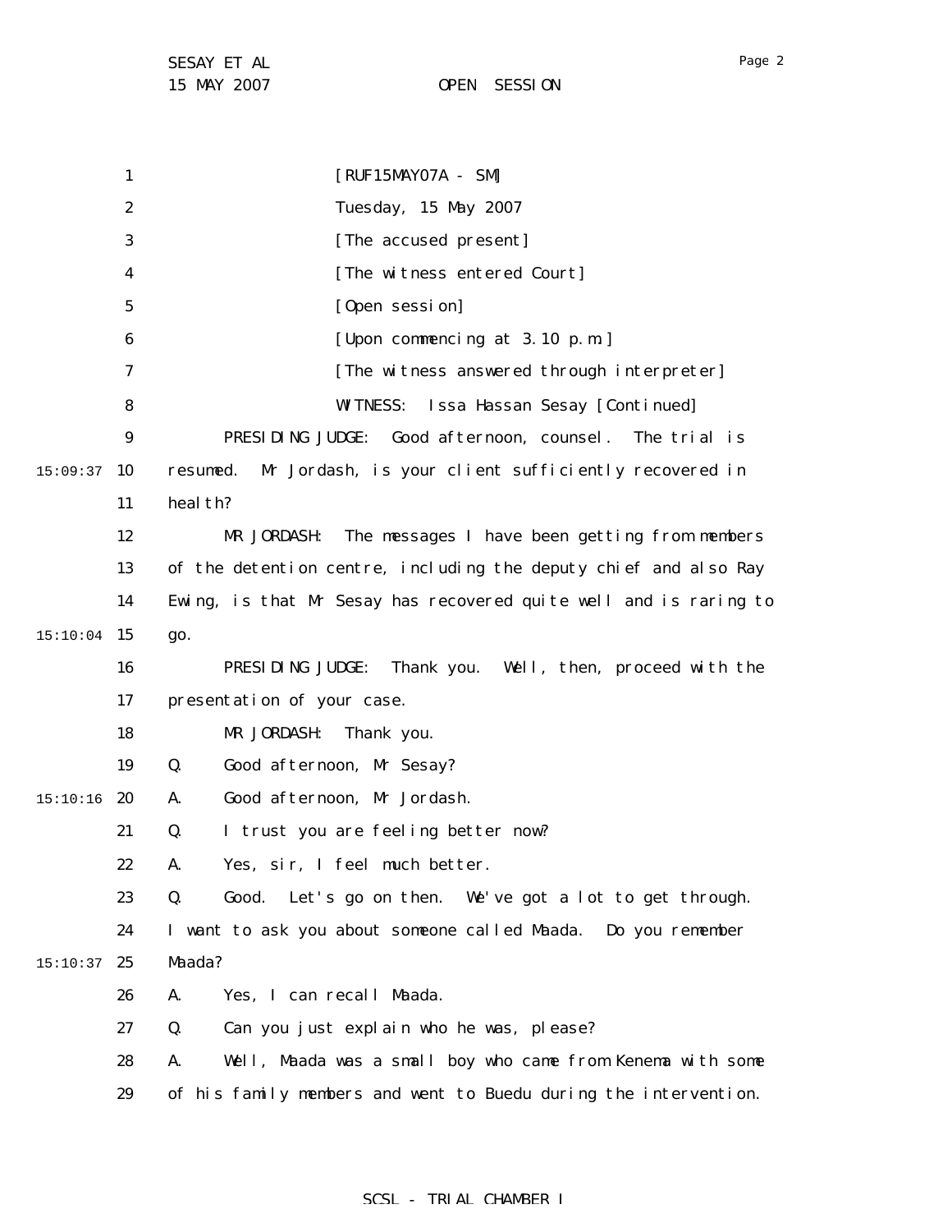[RUF15MAY07A - SM]

Tuesday, 15 May 2007

[The accused present]

[The witness entered Court]

[Open session]

[Upon commencing at 3.10 p.m.]

[The witness answered through interpreter]

WITNESS: Issa Hassan Sesay [Continued]

PRESIDING JUDGE: Good afternoon, counsel. The trial is resumed. Mr Jordash, is your client sufficiently recovered in health?

MR JORDASH: The messages I have been getting from members of the detention centre, including the deputy chief and also Ray Ewing, is that Mr Sesay has recovered quite well and is raring to go.

PRESIDING JUDGE: Thank you. Well, then, proceed with the presentation of your case.

MR JORDASH: Thank you.

Q. Good afternoon, Mr Sesay?

A. Good afternoon, Mr Jordash.

Q. I trust you are feeling better now?

A. Yes, sir, I feel much better.

Q. Good. Let's go on then. We've got a lot to get through. I want to ask you about someone called Maada. Do you remember Maada?

A. Yes, I can recall Maada.

Q. Can you just explain who he was, please?

A. Well, Maada was a small boy who came from Kenema with some of his family members and went to Buedu during the intervention.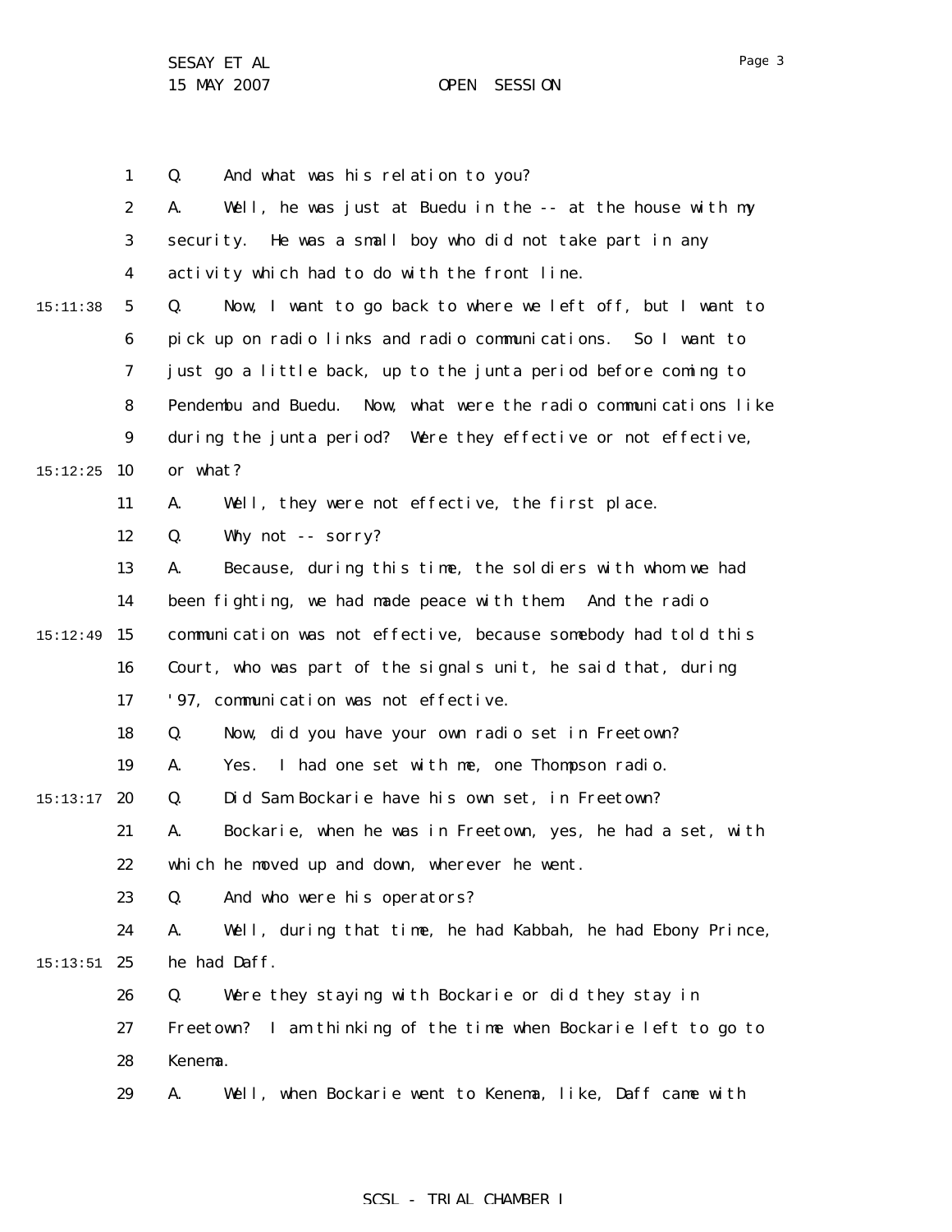Q. And what was his relation to you?

A. Well, he was just at Buedu in the -- at the house with my security. He was a small boy who did not take part in any activity which had to do with the front line.

Q. Now, I want to go back to where we left off, but I want to pick up on radio links and radio communications. So I want to just go a little back, up to the junta period before coming to Pendembu and Buedu. Now, what were the radio communications like during the junta period? Were they effective or not effective, or what?

A. Well, they were not effective, the first place.

Q. Why not -- sorry?

A. Because, during this time, the soldiers with whom we had been fighting, we had made peace with them. And the radio communication was not effective, because somebody had told this Court, who was part of the signals unit, he said that, during '97, communication was not effective.

Q. Now, did you have your own radio set in Freetown?

A. Yes. I had one set with me, one Thompson radio.

Q. Did Sam Bockarie have his own set, in Freetown?

A. Bockarie, when he was in Freetown, yes, he had a set, with which he moved up and down, wherever he went.

Q. And who were his operators?

A. Well, during that time, he had Kabbah, he had Ebony Prince, he had Daff.

Q. Were they staying with Bockarie or did they stay in Freetown? I am thinking of the time when Bockarie left to go to Kenema.

A. Well, when Bockarie went to Kenema, like, Daff came with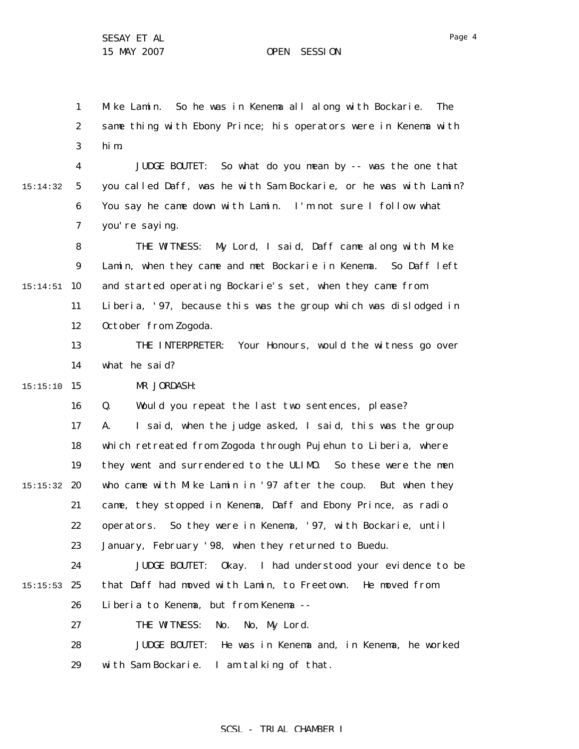Mike Lamin. So he was in Kenema all along with Bockarie. The same thing with Ebony Prince; his operators were in Kenema with him.

JUDGE BOUTET: So what do you mean by -- was the one that you called Daff, was he with Sam Bockarie, or he was with Lamin? You say he came down with Lamin. I'm not sure I follow what you're saying.

THE WITNESS: My Lord, I said, Daff came along with Mike Lamin, when they came and met Bockarie in Kenema. So Daff left and started operating Bockarie's set, when they came from Liberia, '97, because this was the group which was dislodged in October from Zogoda.

THE INTERPRETER: Your Honours, would the witness go over what he said?

MR JORDASH:

Q. Would you repeat the last two sentences, please?

A. I said, when the judge asked, I said, this was the group which retreated from Zogoda through Pujehun to Liberia, where they went and surrendered to the ULIMO. So these were the men who came with Mike Lamin in '97 after the coup. But when they came, they stopped in Kenema, Daff and Ebony Prince, as radio operators. So they were in Kenema, '97, with Bockarie, until January, February '98, when they returned to Buedu.

JUDGE BOUTET: Okay. I had understood your evidence to be that Daff had moved with Lamin, to Freetown. He moved from Liberia to Kenema, but from Kenema --

THE WITNESS: No. No, My Lord.

JUDGE BOUTET: He was in Kenema and, in Kenema, he worked with Sam Bockarie. I am talking of that.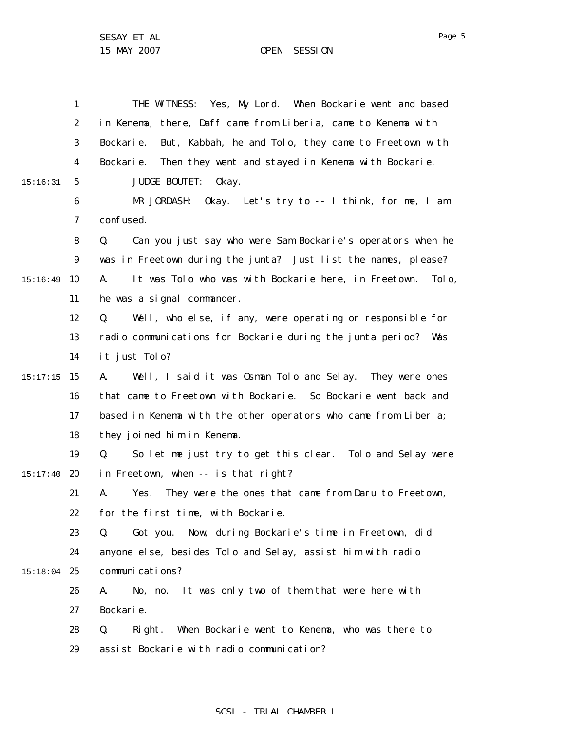THE WITNESS: Yes, My Lord. When Bockarie went and based in Kenema, there, Daff came from Liberia, came to Kenema with Bockarie. But, Kabbah, he and Tolo, they came to Freetown with Bockarie. Then they went and stayed in Kenema with Bockarie.

JUDGE BOUTET: Okay.

MR JORDASH: Okay. Let's try to -- I think, for me, I am confused.

Q. Can you just say who were Sam Bockarie's operators when he was in Freetown during the junta? Just list the names, please?

A. It was Tolo who was with Bockarie here, in Freetown. Tolo, he was a signal commander.

Q. Well, who else, if any, were operating or responsible for radio communications for Bockarie during the junta period? Was it just Tolo?

A. Well, I said it was Osman Tolo and Selay. They were ones that came to Freetown with Bockarie. So Bockarie went back and based in Kenema with the other operators who came from Liberia; they joined him in Kenema.

Q. So let me just try to get this clear. Tolo and Selay were in Freetown, when -- is that right?

A. Yes. They were the ones that came from Daru to Freetown, for the first time, with Bockarie.

Q. Got you. Now, during Bockarie's time in Freetown, did anyone else, besides Tolo and Selay, assist him with radio communications?

A. No, no. It was only two of them that were here with Bockarie.

Q. Right. When Bockarie went to Kenema, who was there to assist Bockarie with radio communication?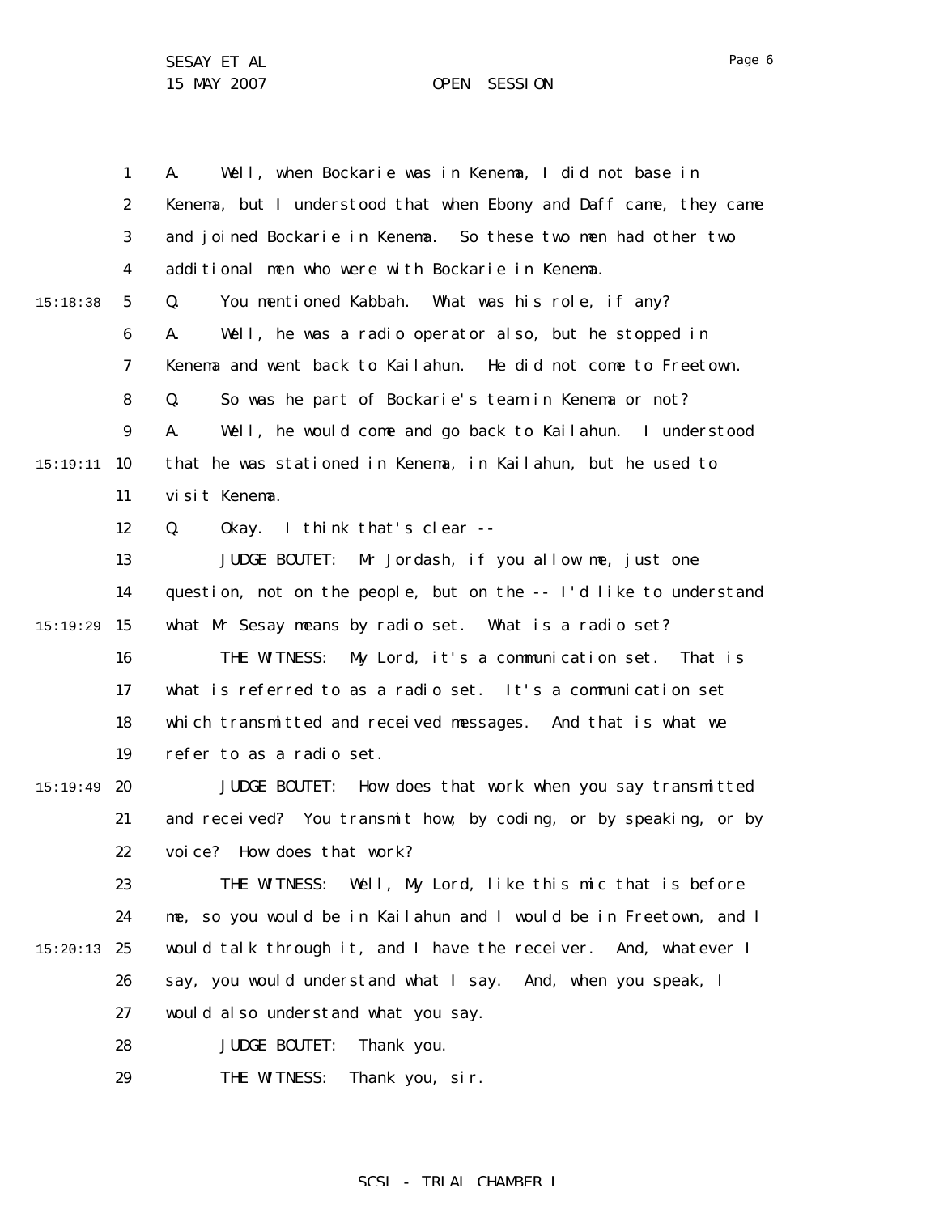A. Well, when Bockarie was in Kenema, I did not base in Kenema, but I understood that when Ebony and Daff came, they came and joined Bockarie in Kenema. So these two men had other two additional men who were with Bockarie in Kenema.

Q. You mentioned Kabbah. What was his role, if any?

A. Well, he was a radio operator also, but he stopped in Kenema and went back to Kailahun. He did not come to Freetown.

Q. So was he part of Bockarie's team in Kenema or not?

A. Well, he would come and go back to Kailahun. I understood that he was stationed in Kenema, in Kailahun, but he used to visit Kenema.

Q. Okay. I think that's clear --

JUDGE BOUTET: Mr Jordash, if you allow me, just one question, not on the people, but on the -- I'd like to understand what Mr Sesay means by radio set. What is a radio set?

THE WITNESS: My Lord, it's a communication set. That is what is referred to as a radio set. It's a communication set which transmitted and received messages. And that is what we refer to as a radio set.

JUDGE BOUTET: How does that work when you say transmitted and received? You transmit how; by coding, or by speaking, or by voice? How does that work?

THE WITNESS: Well, My Lord, like this mic that is before me, so you would be in Kailahun and I would be in Freetown, and I would talk through it, and I have the receiver. And, whatever I say, you would understand what I say. And, when you speak, I would also understand what you say.

JUDGE BOUTET: Thank you.

THE WITNESS: Thank you, sir.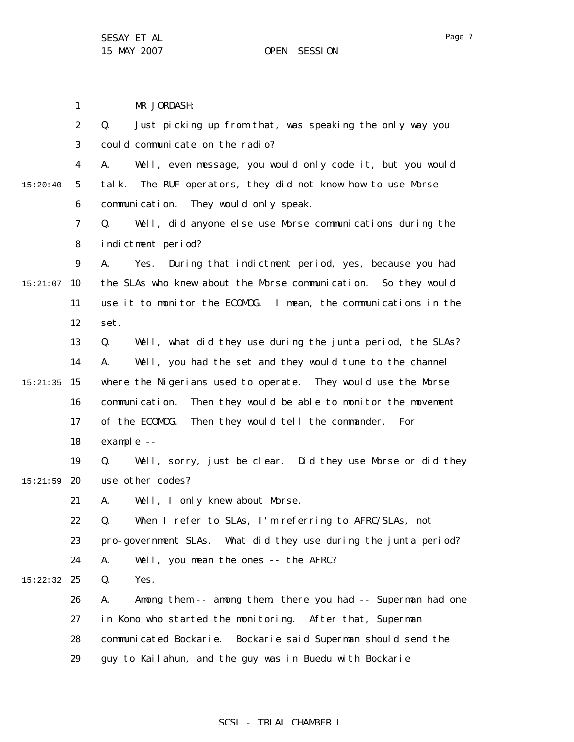MR JORDASH:

Q. Just picking up from that, was speaking the only way you could communicate on the radio?

A. Well, even message, you would only code it, but you would talk. The RUF operators, they did not know how to use Morse communication. They would only speak.

Q. Well, did anyone else use Morse communications during the indictment period?

A. Yes. During that indictment period, yes, because you had the SLAs who knew about the Morse communication. So they would use it to monitor the ECOMOG. I mean, the communications in the set.

Q. Well, what did they use during the junta period, the SLAs?

A. Well, you had the set and they would tune to the channel where the Nigerians used to operate. They would use the Morse communication. Then they would be able to monitor the movement of the ECOMOG. Then they would tell the commander. For example --

Q. Well, sorry, just be clear. Did they use Morse or did they use other codes?

A. Well, I only knew about Morse.

Q. When I refer to SLAs, I'm referring to AFRC/SLAs, not pro-government SLAs. What did they use during the junta period?

A. Well, you mean the ones -- the AFRC?

Q. Yes.

A. Among them -- among them, there you had -- Superman had one in Kono who started the monitoring. After that, Superman communicated Bockarie. Bockarie said Superman should send the guy to Kailahun, and the guy was in Buedu with Bockarie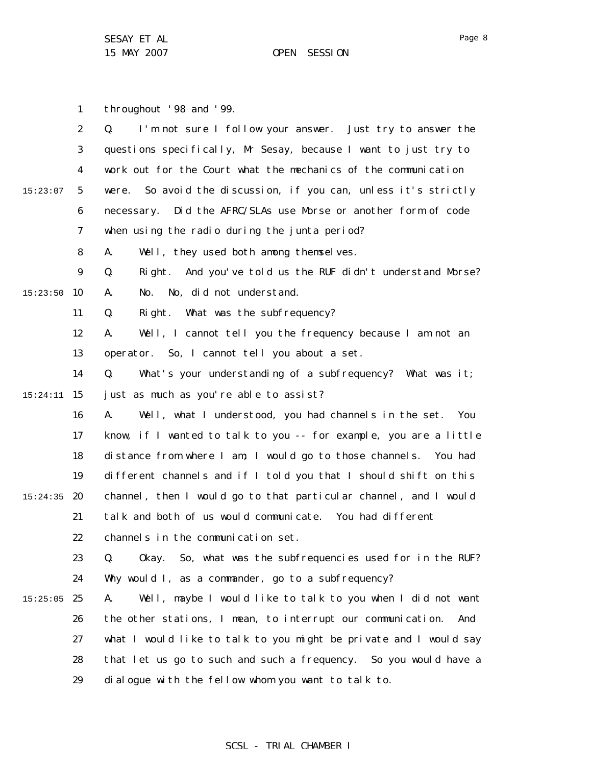throughout '98 and '99.

Q. I'm not sure I follow your answer. Just try to answer the questions specifically, Mr Sesay, because I want to just try to work out for the Court what the mechanics of the communication were. So avoid the discussion, if you can, unless it's strictly necessary. Did the AFRC/SLAs use Morse or another form of code when using the radio during the junta period?

A. Well, they used both among themselves.

Q. Right. And you've told us the RUF didn't understand Morse?

A. No. No, did not understand.

Q. Right. What was the subfrequency?

A. Well, I cannot tell you the frequency because I am not an operator. So, I cannot tell you about a set.

Q. What's your understanding of a subfrequency? What was it; just as much as you're able to assist?

A. Well, what I understood, you had channels in the set. You know, if I wanted to talk to you -- for example, you are a little distance from where I am, I would go to those channels. You had different channels and if I told you that I should shift on this channel, then I would go to that particular channel, and I would talk and both of us would communicate. You had different channels in the communication set.

Q. Okay. So, what was the subfrequencies used for in the RUF? Why would I, as a commander, go to a subfrequency?

A. Well, maybe I would like to talk to you when I did not want the other stations, I mean, to interrupt our communication. And what I would like to talk to you might be private and I would say that let us go to such and such a frequency. So you would have a dialogue with the fellow whom you want to talk to.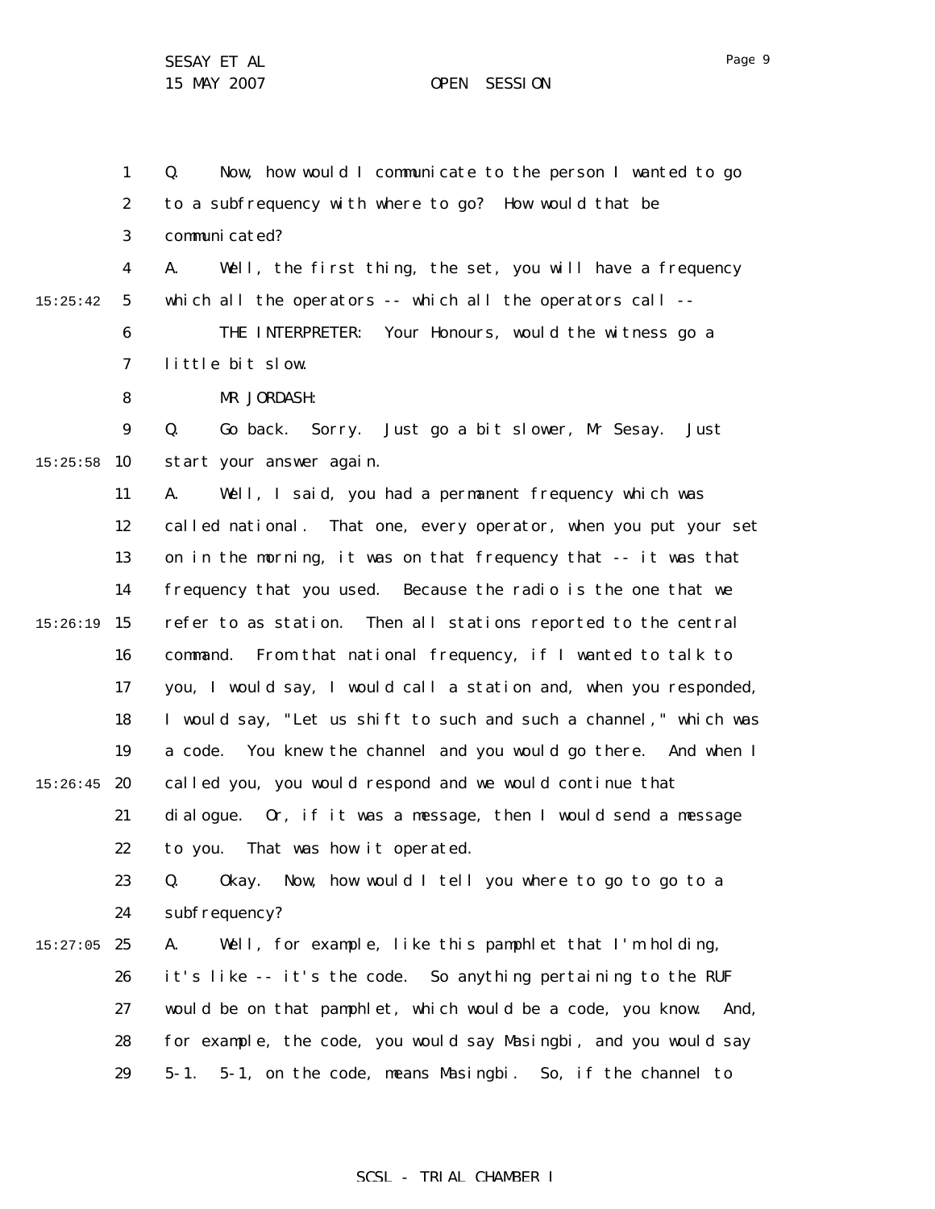Q. Now, how would I communicate to the person I wanted to go to a subfrequency with where to go? How would that be communicated?

A. Well, the first thing, the set, you will have a frequency which all the operators -- which all the operators call --

THE INTERPRETER: Your Honours, would the witness go a little bit slow.

MR JORDASH:

Q. Go back. Sorry. Just go a bit slower, Mr Sesay. Just start your answer again.

A. Well, I said, you had a permanent frequency which was called national. That one, every operator, when you put your set on in the morning, it was on that frequency that -- it was that frequency that you used. Because the radio is the one that we refer to as station. Then all stations reported to the central command. From that national frequency, if I wanted to talk to you, I would say, I would call a station and, when you responded, I would say, "Let us shift to such and such a channel," which was a code. You knew the channel and you would go there. And when I called you, you would respond and we would continue that dialogue. Or, if it was a message, then I would send a message to you. That was how it operated.

Q. Okay. Now, how would I tell you where to go to go to a subfrequency?

A. Well, for example, like this pamphlet that I'm holding, it's like -- it's the code. So anything pertaining to the RUF would be on that pamphlet, which would be a code, you know. And, for example, the code, you would say Masingbi, and you would say 5-1. 5-1, on the code, means Masingbi. So, if the channel to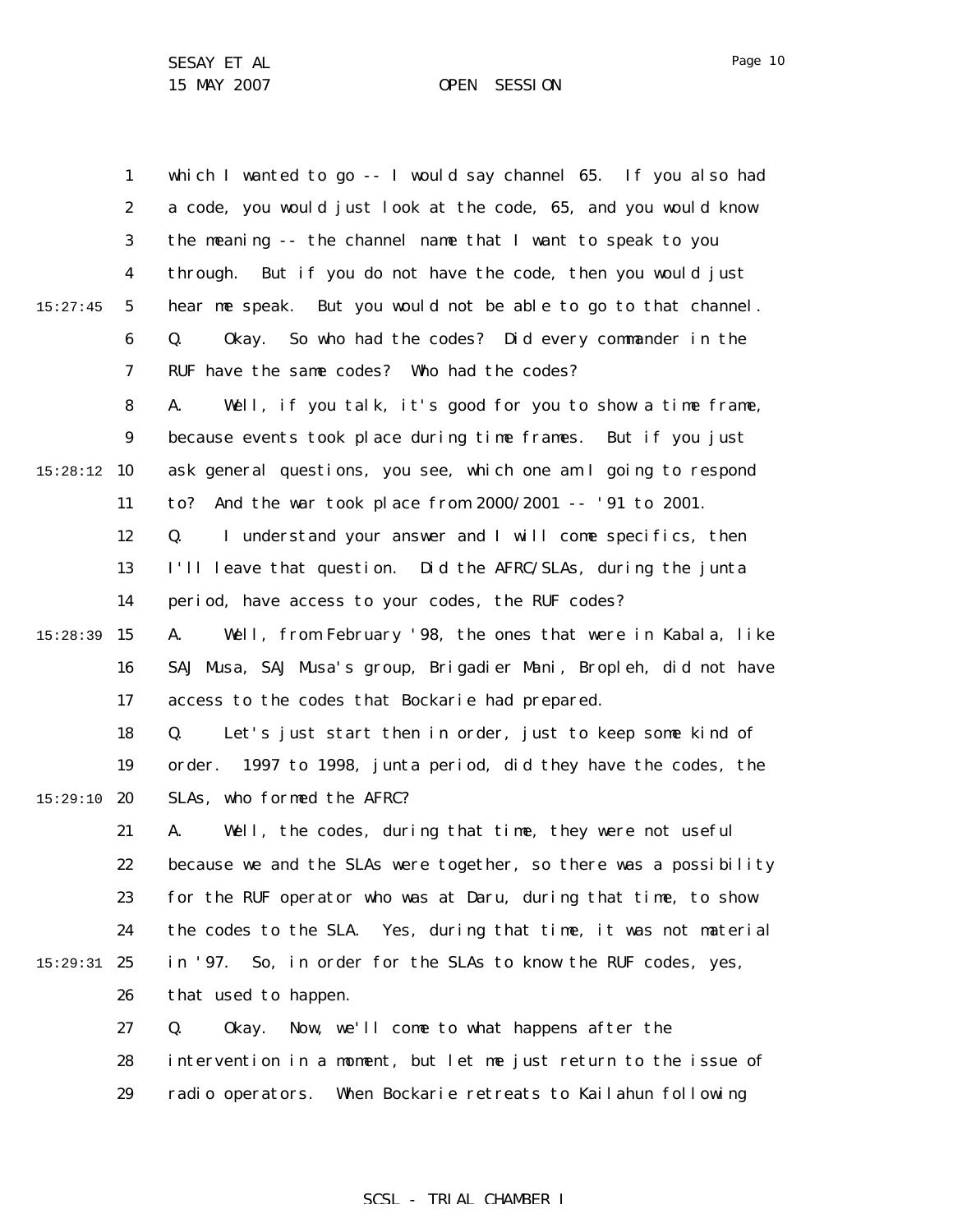which I wanted to go -- I would say channel 65. If you also had a code, you would just look at the code, 65, and you would know the meaning -- the channel name that I want to speak to you through. But if you do not have the code, then you would just hear me speak. But you would not be able to go to that channel.

Q. Okay. So who had the codes? Did every commander in the RUF have the same codes? Who had the codes?

A. Well, if you talk, it's good for you to show a time frame, because events took place during time frames. But if you just ask general questions, you see, which one am I going to respond to? And the war took place from 2000/2001 -- '91 to 2001.

Q. I understand your answer and I will come specifics, then I'll leave that question. Did the AFRC/SLAs, during the junta period, have access to your codes, the RUF codes?

A. Well, from February '98, the ones that were in Kabala, like SAJ Musa, SAJ Musa's group, Brigadier Mani, Bropleh, did not have access to the codes that Bockarie had prepared.

Q. Let's just start then in order, just to keep some kind of order. 1997 to 1998, junta period, did they have the codes, the SLAs, who formed the AFRC?

A. Well, the codes, during that time, they were not useful because we and the SLAs were together, so there was a possibility for the RUF operator who was at Daru, during that time, to show the codes to the SLA. Yes, during that time, it was not material in '97. So, in order for the SLAs to know the RUF codes, yes, that used to happen.

Q. Okay. Now, we'll come to what happens after the intervention in a moment, but let me just return to the issue of radio operators. When Bockarie retreats to Kailahun following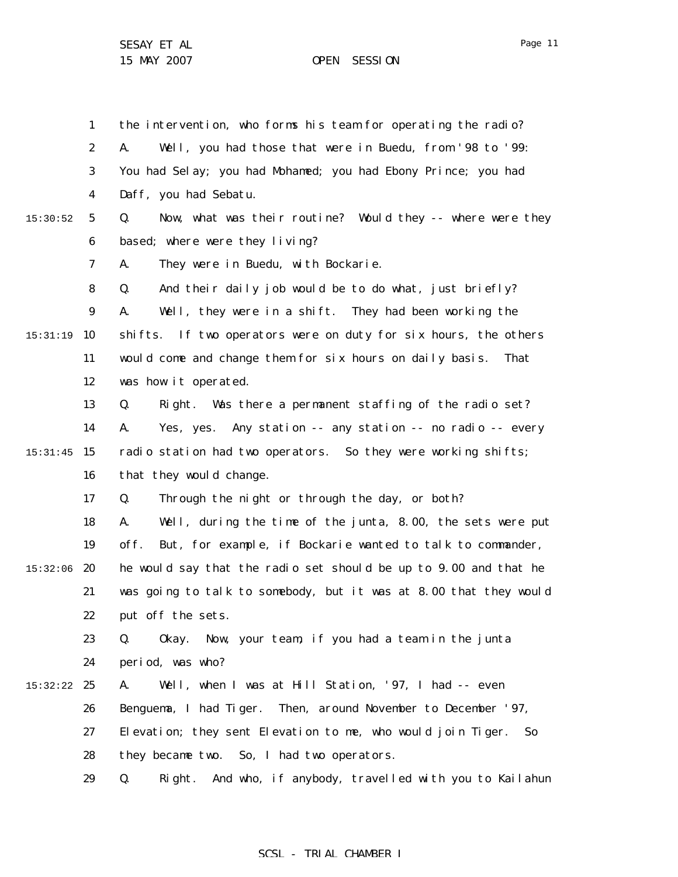the intervention, who forms his team for operating the radio?

A. Well, you had those that were in Buedu, from '98 to '99: You had Selay; you had Mohamed; you had Ebony Prince; you had Daff, you had Sebatu.

Q. Now, what was their routine? Would they -- where were they based; where were they living?

A. They were in Buedu, with Bockarie.

Q. And their daily job would be to do what, just briefly?

A. Well, they were in a shift. They had been working the shifts. If two operators were on duty for six hours, the others would come and change them for six hours on daily basis. That was how it operated.

Q. Right. Was there a permanent staffing of the radio set?

A. Yes, yes. Any station -- any station -- no radio -- every radio station had two operators. So they were working shifts; that they would change.

Q. Through the night or through the day, or both?

A. Well, during the time of the junta, 8.00, the sets were put off. But, for example, if Bockarie wanted to talk to commander, he would say that the radio set should be up to 9.00 and that he was going to talk to somebody, but it was at 8.00 that they would put off the sets.

Q. Okay. Now, your team, if you had a team in the junta period, was who?

A. Well, when I was at Hill Station, '97, I had -- even Benguema, I had Tiger. Then, around November to December '97, Elevation; they sent Elevation to me, who would join Tiger. So they became two. So, I had two operators.

Q. Right. And who, if anybody, travelled with you to Kailahun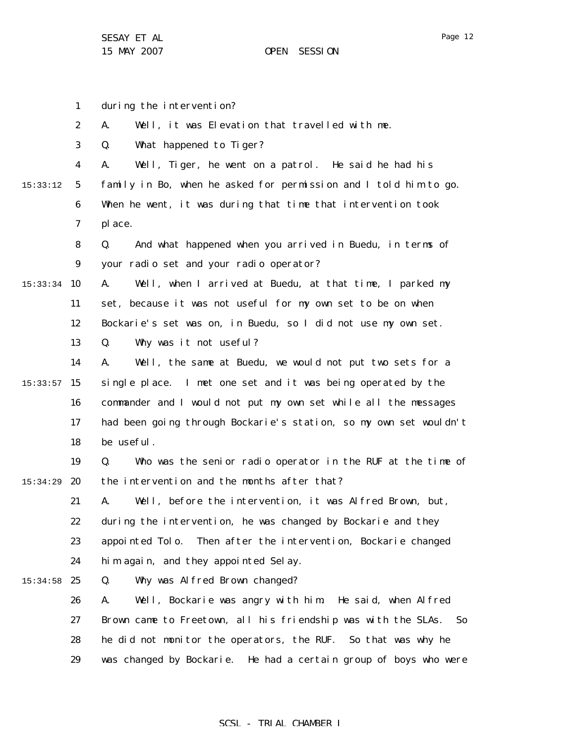during the intervention?

A. Well, it was Elevation that travelled with me.

Q. What happened to Tiger?

A. Well, Tiger, he went on a patrol. He said he had his family in Bo, when he asked for permission and I told him to go. When he went, it was during that time that intervention took place.

Q. And what happened when you arrived in Buedu, in terms of your radio set and your radio operator?

A. Well, when I arrived at Buedu, at that time, I parked my set, because it was not useful for my own set to be on when Bockarie's set was on, in Buedu, so I did not use my own set.

Q. Why was it not useful?

A. Well, the same at Buedu, we would not put two sets for a single place. I met one set and it was being operated by the commander and I would not put my own set while all the messages had been going through Bockarie's station, so my own set wouldn't be useful.

Q. Who was the senior radio operator in the RUF at the time of the intervention and the months after that?

A. Well, before the intervention, it was Alfred Brown, but, during the intervention, he was changed by Bockarie and they appointed Tolo. Then after the intervention, Bockarie changed him again, and they appointed Selay.

Q. Why was Alfred Brown changed?

A. Well, Bockarie was angry with him. He said, when Alfred Brown came to Freetown, all his friendship was with the SLAs. So he did not monitor the operators, the RUF. So that was why he was changed by Bockarie. He had a certain group of boys who were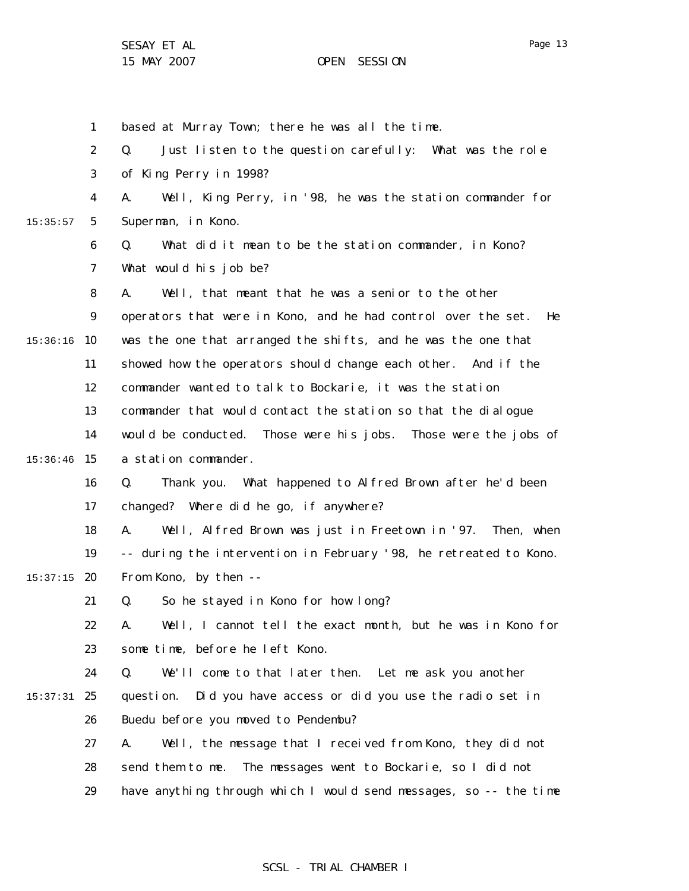based at Murray Town; there he was all the time.

Q. Just listen to the question carefully: What was the role of King Perry in 1998?

A. Well, King Perry, in '98, he was the station commander for Superman, in Kono.

Q. What did it mean to be the station commander, in Kono? What would his job be?

A. Well, that meant that he was a senior to the other operators that were in Kono, and he had control over the set. He was the one that arranged the shifts, and he was the one that showed how the operators should change each other. And if the commander wanted to talk to Bockarie, it was the station commander that would contact the station so that the dialogue would be conducted. Those were his jobs. Those were the jobs of a station commander.

Q. Thank you. What happened to Alfred Brown after he'd been changed? Where did he go, if anywhere?

A. Well, Alfred Brown was just in Freetown in '97. Then, when -- during the intervention in February '98, he retreated to Kono. From Kono, by then --

Q. So he stayed in Kono for how long?

A. Well, I cannot tell the exact month, but he was in Kono for some time, before he left Kono.

Q. We'll come to that later then. Let me ask you another question. Did you have access or did you use the radio set in Buedu before you moved to Pendembu?

A. Well, the message that I received from Kono, they did not send them to me. The messages went to Bockarie, so I did not have anything through which I would send messages, so -- the time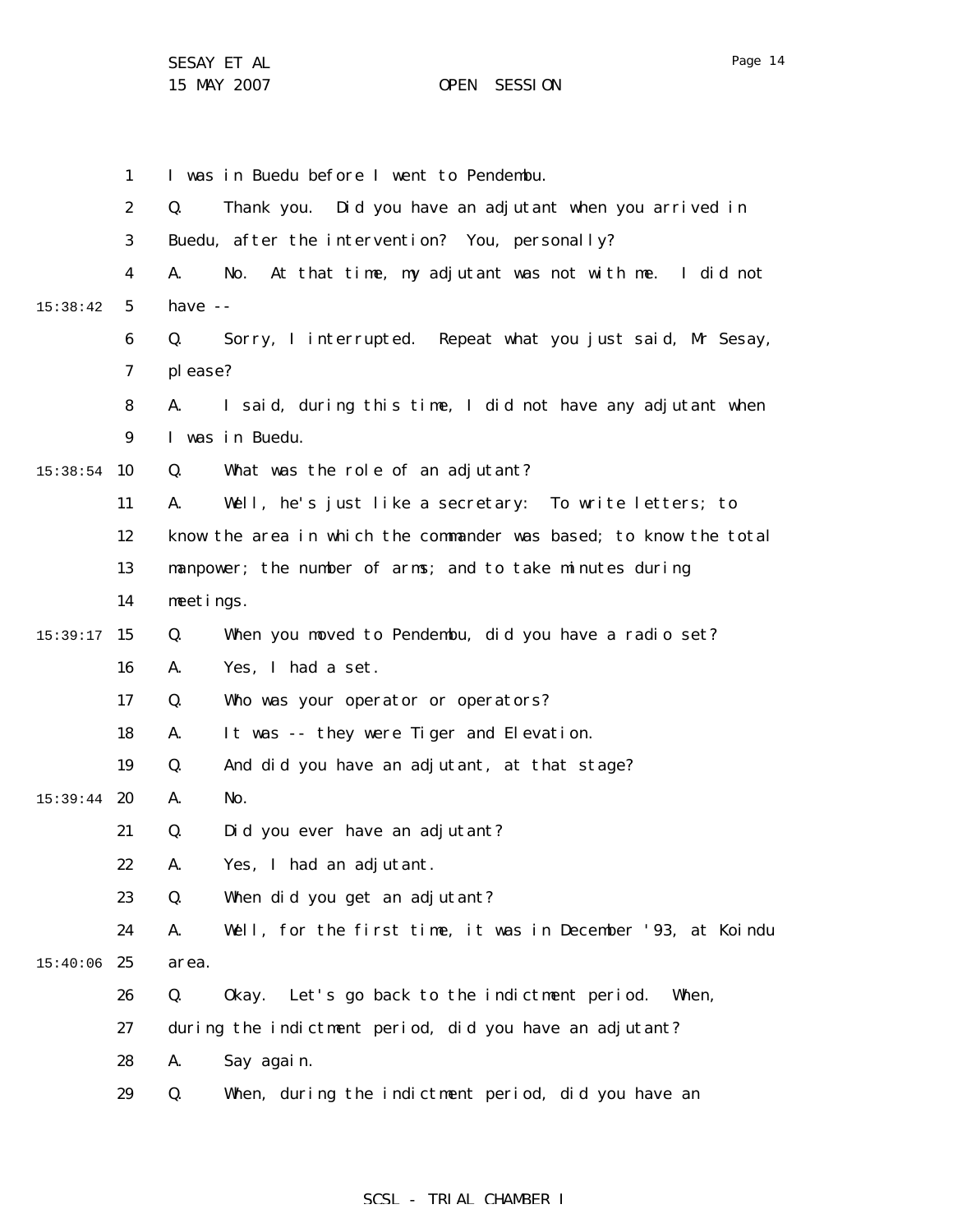I was in Buedu before I went to Pendembu.

Q. Thank you. Did you have an adjutant when you arrived in Buedu, after the intervention? You, personally?

A. No. At that time, my adjutant was not with me. I did not have --

Q. Sorry, I interrupted. Repeat what you just said, Mr Sesay, please?

A. I said, during this time, I did not have any adjutant when I was in Buedu.

Q. What was the role of an adjutant?

A. Well, he's just like a secretary: To write letters; to know the area in which the commander was based; to know the total manpower; the number of arms; and to take minutes during meetings.

Q. When you moved to Pendembu, did you have a radio set?

A. Yes, I had a set.

Q. Who was your operator or operators?

A. It was -- they were Tiger and Elevation.

Q. And did you have an adjutant, at that stage?

A. No.

Q. Did you ever have an adjutant?

A. Yes, I had an adjutant.

Q. When did you get an adjutant?

A. Well, for the first time, it was in December '93, at Koindu area.

Q. Okay. Let's go back to the indictment period. When, during the indictment period, did you have an adjutant?

A. Say again.

Q. When, during the indictment period, did you have an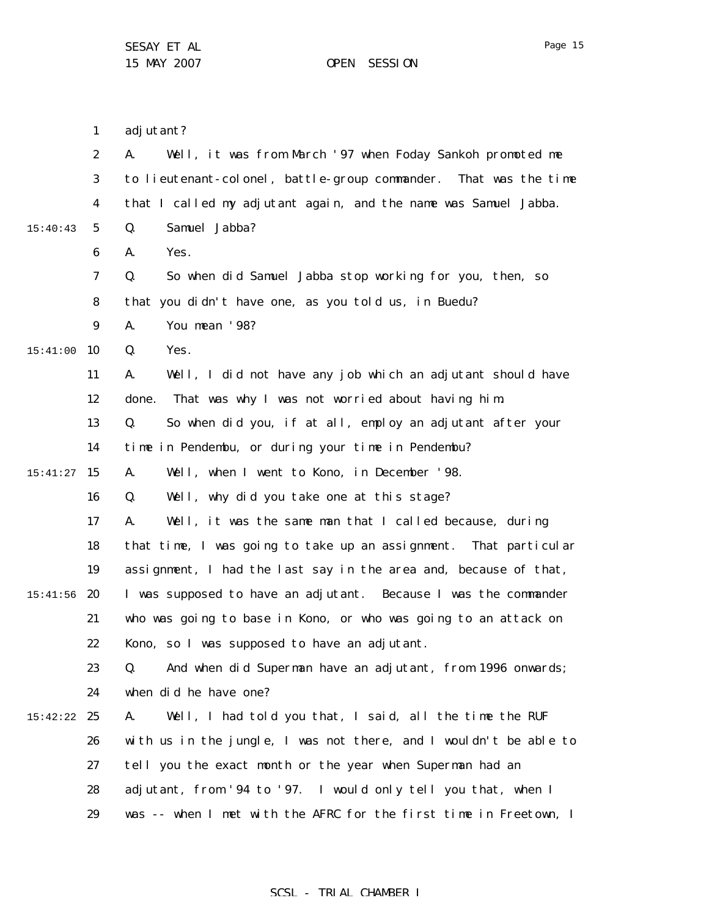adjutant?

A. Well, it was from March '97 when Foday Sankoh promoted me to lieutenant-colonel, battle-group commander. That was the time that I called my adjutant again, and the name was Samuel Jabba.

Q. Samuel Jabba?

A. Yes.

Q. So when did Samuel Jabba stop working for you, then, so that you didn't have one, as you told us, in Buedu?

A. You mean '98?

Q. Yes.

A. Well, I did not have any job which an adjutant should have done. That was why I was not worried about having him.

Q. So when did you, if at all, employ an adjutant after your time in Pendembu, or during your time in Pendembu?

A. Well, when I went to Kono, in December '98.

Q. Well, why did you take one at this stage?

A. Well, it was the same man that I called because, during that time, I was going to take up an assignment. That particular assignment, I had the last say in the area and, because of that, I was supposed to have an adjutant. Because I was the commander who was going to base in Kono, or who was going to an attack on Kono, so I was supposed to have an adjutant.

Q. And when did Superman have an adjutant, from 1996 onwards; when did he have one?

A. Well, I had told you that, I said, all the time the RUF with us in the jungle, I was not there, and I wouldn't be able to tell you the exact month or the year when Superman had an adjutant, from '94 to '97. I would only tell you that, when I was -- when I met with the AFRC for the first time in Freetown, I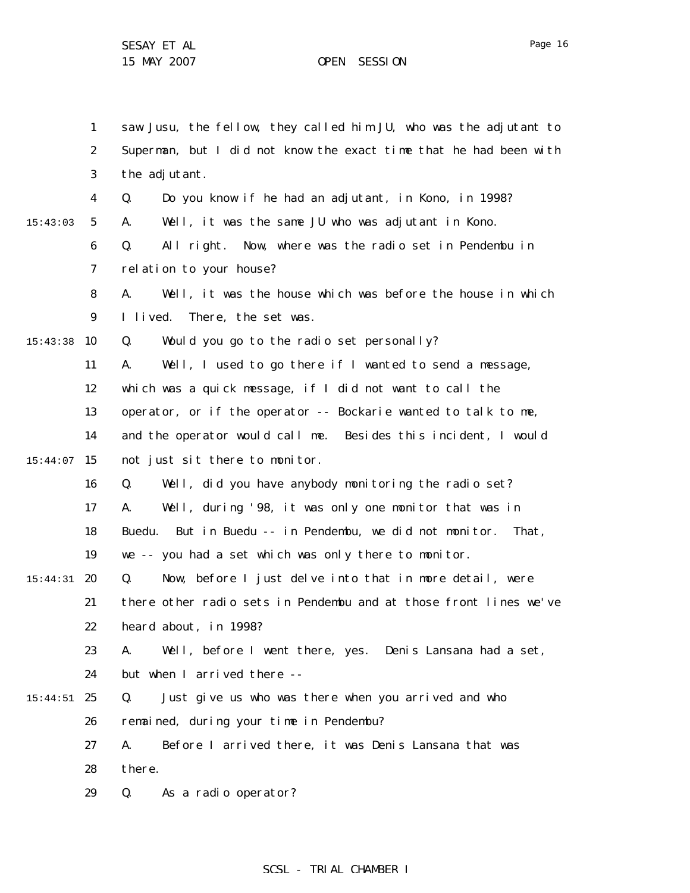saw Jusu, the fellow, they called him JU, who was the adjutant to Superman, but I did not know the exact time that he had been with the adjutant.

Q. Do you know if he had an adjutant, in Kono, in 1998?

A. Well, it was the same JU who was adjutant in Kono.

Q. All right. Now, where was the radio set in Pendembu in relation to your house?

A. Well, it was the house which was before the house in which I lived. There, the set was.

Q. Would you go to the radio set personally?

A. Well, I used to go there if I wanted to send a message, which was a quick message, if I did not want to call the operator, or if the operator -- Bockarie wanted to talk to me, and the operator would call me. Besides this incident, I would not just sit there to monitor.

Q. Well, did you have anybody monitoring the radio set?

A. Well, during '98, it was only one monitor that was in Buedu. But in Buedu -- in Pendembu, we did not monitor. That, we -- you had a set which was only there to monitor.

Q. Now, before I just delve into that in more detail, were there other radio sets in Pendembu and at those front lines we've heard about, in 1998?

A. Well, before I went there, yes. Denis Lansana had a set, but when I arrived there --

Q. Just give us who was there when you arrived and who remained, during your time in Pendembu?

A. Before I arrived there, it was Denis Lansana that was there.

Q. As a radio operator?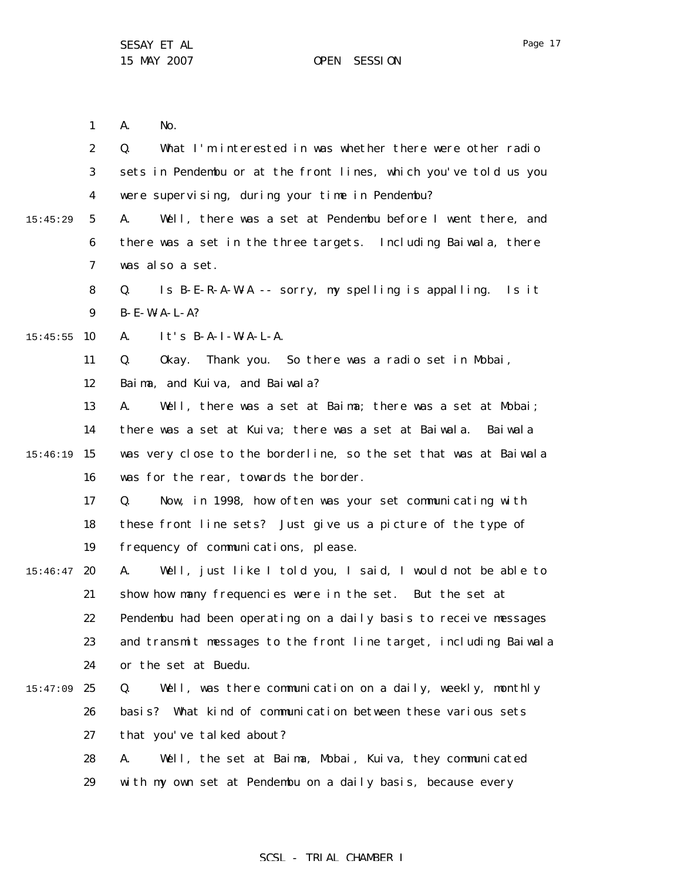A. No.

Q. What I'm interested in was whether there were other radio sets in Pendembu or at the front lines, which you've told us you were supervising, during your time in Pendembu?

15:45:29 A. Well, there was a set at Pendembu before I went there, and there was a set in the three targets. Including Baiwala, there was also a set.

Q. Is B-E-R-A-W-A -- sorry, my spelling is appalling. Is it B-E-W-A-L-A?

15:45:55 A. It's B-A-I-W-A-L-A.

Q. Okay. Thank you. So there was a radio set in Mobai, Baima, and Kuiva, and Baiwala?

A. Well, there was a set at Baima; there was a set at Mobai; there was a set at Kuiva; there was a set at Baiwala. Baiwala

15:46:19 was very close to the borderline, so the set that was at Baiwala was for the rear, towards the border.

Q. Now, in 1998, how often was your set communicating with these front line sets? Just give us a picture of the type of frequency of communications, please.

15:46:47 A. Well, just like I told you, I said, I would not be able to show how many frequencies were in the set. But the set at Pendembu had been operating on a daily basis to receive messages and transmit messages to the front line target, including Baiwala or the set at Buedu.

15:47:09 Q. Well, was there communication on a daily, weekly, monthly basis? What kind of communication between these various sets that you've talked about?

A. Well, the set at Baima, Mobai, Kuiva, they communicated with my own set at Pendembu on a daily basis, because every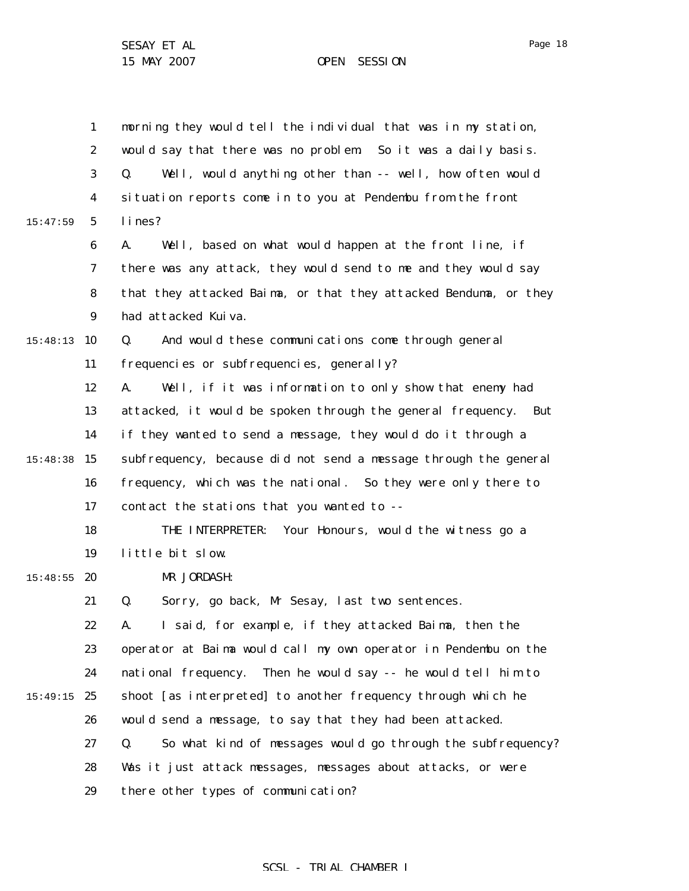morning they would tell the individual that was in my station, would say that there was no problem. So it was a daily basis.

Q. Well, would anything other than -- well, how often would situation reports come in to you at Pendembu from the front lines?

A. Well, based on what would happen at the front line, if there was any attack, they would send to me and they would say that they attacked Baima, or that they attacked Benduma, or they had attacked Kuiva.

Q. And would these communications come through general frequencies or subfrequencies, generally?

A. Well, if it was information to only show that enemy had attacked, it would be spoken through the general frequency. But if they wanted to send a message, they would do it through a subfrequency, because did not send a message through the general frequency, which was the national. So they were only there to contact the stations that you wanted to --

THE INTERPRETER: Your Honours, would the witness go a little bit slow.

MR JORDASH:

Q. Sorry, go back, Mr Sesay, last two sentences.

A. I said, for example, if they attacked Baima, then the operator at Baima would call my own operator in Pendembu on the national frequency. Then he would say -- he would tell him to shoot [as interpreted] to another frequency through which he would send a message, to say that they had been attacked.

Q. So what kind of messages would go through the subfrequency? Was it just attack messages, messages about attacks, or were there other types of communication?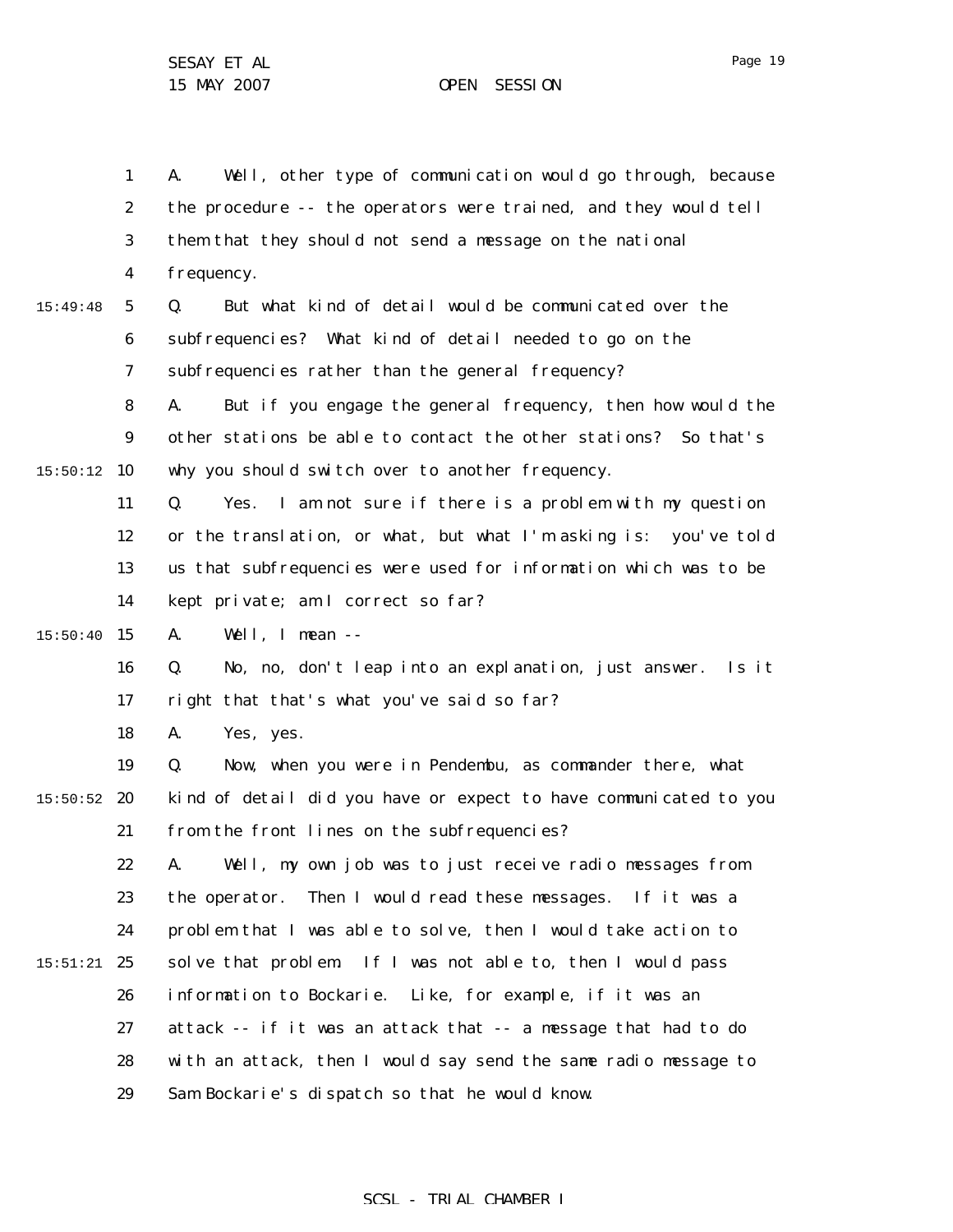A. Well, other type of communication would go through, because the procedure -- the operators were trained, and they would tell them that they should not send a message on the national frequency.

Q. But what kind of detail would be communicated over the subfrequencies? What kind of detail needed to go on the subfrequencies rather than the general frequency?

A. But if you engage the general frequency, then how would the other stations be able to contact the other stations? So that's why you should switch over to another frequency.

Q. Yes. I am not sure if there is a problem with my question or the translation, or what, but what I'm asking is: you've told us that subfrequencies were used for information which was to be kept private; am I correct so far?

A. Well, I mean --

Q. No, no, don't leap into an explanation, just answer. Is it right that that's what you've said so far?

A. Yes, yes.

Q. Now, when you were in Pendembu, as commander there, what kind of detail did you have or expect to have communicated to you from the front lines on the subfrequencies?

A. Well, my own job was to just receive radio messages from the operator. Then I would read these messages. If it was a problem that I was able to solve, then I would take action to solve that problem. If I was not able to, then I would pass information to Bockarie. Like, for example, if it was an attack -- if it was an attack that -- a message that had to do with an attack, then I would say send the same radio message to Sam Bockarie's dispatch so that he would know.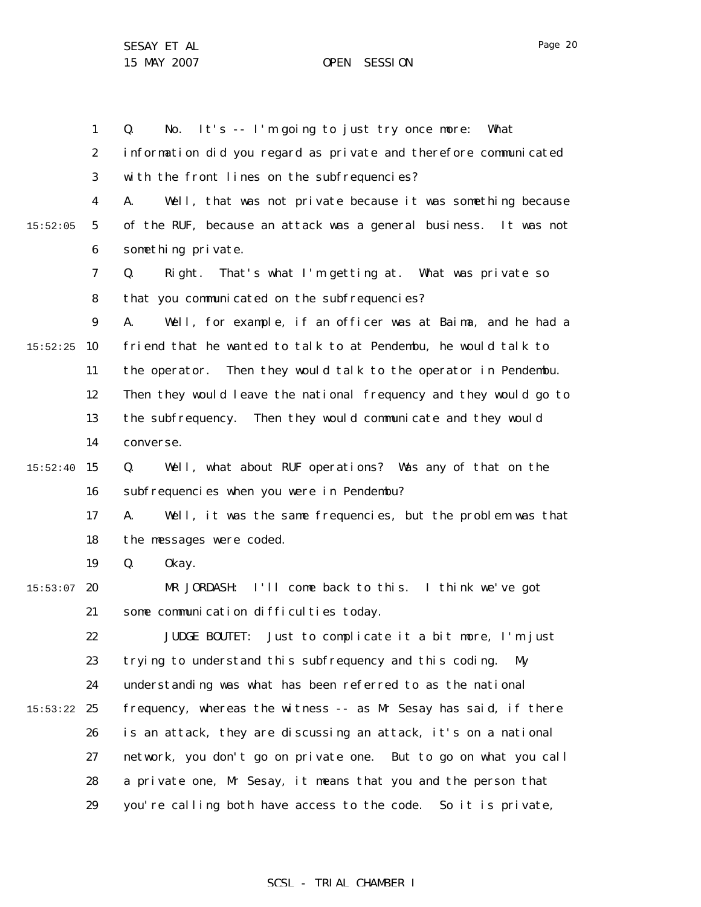Q. No. It's -- I'm going to just try once more: What information did you regard as private and therefore communicated with the front lines on the subfrequencies?

A. Well, that was not private because it was something because of the RUF, because an attack was a general business. It was not something private.

Q. Right. That's what I'm getting at. What was private so that you communicated on the subfrequencies?

A. Well, for example, if an officer was at Baima, and he had a friend that he wanted to talk to at Pendembu, he would talk to the operator. Then they would talk to the operator in Pendembu. Then they would leave the national frequency and they would go to the subfrequency. Then they would communicate and they would converse.

Q. Well, what about RUF operations? Was any of that on the subfrequencies when you were in Pendembu?

A. Well, it was the same frequencies, but the problem was that the messages were coded.

Q. Okay.

MR JORDASH: I'll come back to this. I think we've got some communication difficulties today.

JUDGE BOUTET: Just to complicate it a bit more, I'm just trying to understand this subfrequency and this coding. My understanding was what has been referred to as the national frequency, whereas the witness -- as Mr Sesay has said, if there is an attack, they are discussing an attack, it's on a national network, you don't go on private one. But to go on what you call a private one, Mr Sesay, it means that you and the person that you're calling both have access to the code. So it is private,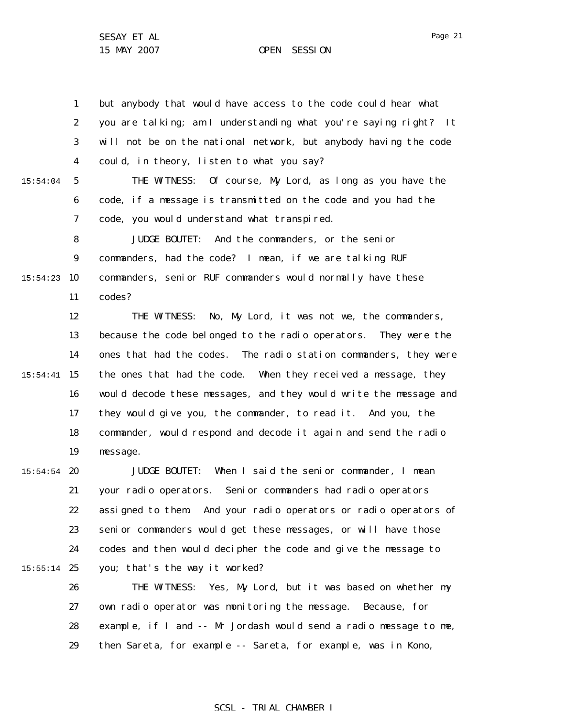but anybody that would have access to the code could hear what you are talking; am I understanding what you're saying right? It will not be on the national network, but anybody having the code could, in theory, listen to what you say?

THE WITNESS: Of course, My Lord, as long as you have the code, if a message is transmitted on the code and you had the code, you would understand what transpired.

JUDGE BOUTET: And the commanders, or the senior commanders, had the code? I mean, if we are talking RUF commanders, senior RUF commanders would normally have these codes?

THE WITNESS: No, My Lord, it was not we, the commanders, because the code belonged to the radio operators. They were the ones that had the codes. The radio station commanders, they were the ones that had the code. When they received a message, they would decode these messages, and they would write the message and they would give you, the commander, to read it. And you, the commander, would respond and decode it again and send the radio message.

JUDGE BOUTET: When I said the senior commander, I mean your radio operators. Senior commanders had radio operators assigned to them. And your radio operators or radio operators of senior commanders would get these messages, or will have those codes and then would decipher the code and give the message to you; that's the way it worked?

THE WITNESS: Yes, My Lord, but it was based on whether my own radio operator was monitoring the message. Because, for example, if I and -- Mr Jordash would send a radio message to me, then Sareta, for example -- Sareta, for example, was in Kono,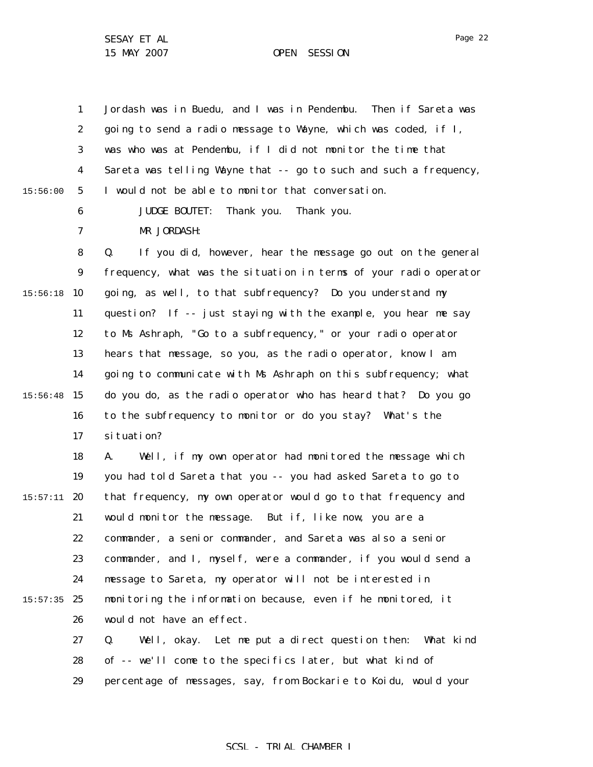Jordash was in Buedu, and I was in Pendembu. Then if Sareta was going to send a radio message to Wayne, which was coded, if I, was who was at Pendembu, if I did not monitor the time that Sareta was telling Wayne that -- go to such and such a frequency, I would not be able to monitor that conversation.

JUDGE BOUTET: Thank you. Thank you.

MR JORDASH:

Q. If you did, however, hear the message go out on the general frequency, what was the situation in terms of your radio operator going, as well, to that subfrequency? Do you understand my question? If -- just staying with the example, you hear me say to Ms Ashraph, "Go to a subfrequency," or your radio operator hears that message, so you, as the radio operator, know I am going to communicate with Ms Ashraph on this subfrequency; what do you do, as the radio operator who has heard that? Do you go to the subfrequency to monitor or do you stay? What's the situation?

A. Well, if my own operator had monitored the message which you had told Sareta that you -- you had asked Sareta to go to that frequency, my own operator would go to that frequency and would monitor the message. But if, like now, you are a commander, a senior commander, and Sareta was also a senior commander, and I, myself, were a commander, if you would send a message to Sareta, my operator will not be interested in monitoring the information because, even if he monitored, it would not have an effect.

Q. Well, okay. Let me put a direct question then: What kind of -- we'll come to the specifics later, but what kind of percentage of messages, say, from Bockarie to Koidu, would your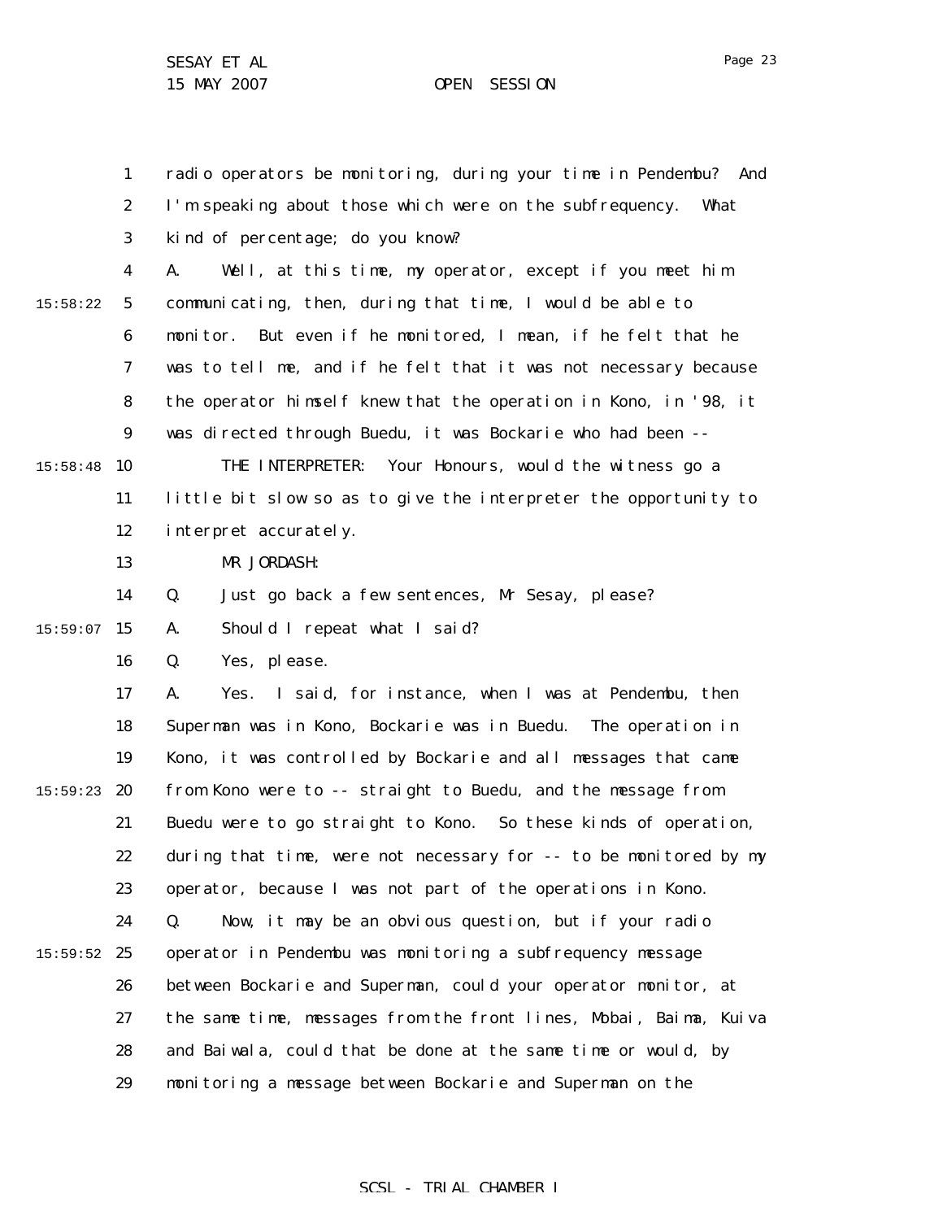radio operators be monitoring, during your time in Pendembu? And I'm speaking about those which were on the subfrequency. What kind of percentage; do you know?

A. Well, at this time, my operator, except if you meet him communicating, then, during that time, I would be able to monitor. But even if he monitored, I mean, if he felt that he was to tell me, and if he felt that it was not necessary because the operator himself knew that the operation in Kono, in '98, it was directed through Buedu, it was Bockarie who had been --

THE INTERPRETER: Your Honours, would the witness go a little bit slow so as to give the interpreter the opportunity to interpret accurately.

MR JORDASH:

Q. Just go back a few sentences, Mr Sesay, please?

A. Should I repeat what I said?

Q. Yes, please.

A. Yes. I said, for instance, when I was at Pendembu, then Superman was in Kono, Bockarie was in Buedu. The operation in Kono, it was controlled by Bockarie and all messages that came from Kono were to -- straight to Buedu, and the message from Buedu were to go straight to Kono. So these kinds of operation, during that time, were not necessary for -- to be monitored by my operator, because I was not part of the operations in Kono.

Q. Now, it may be an obvious question, but if your radio operator in Pendembu was monitoring a subfrequency message between Bockarie and Superman, could your operator monitor, at the same time, messages from the front lines, Mobai, Baima, Kuiva and Baiwala, could that be done at the same time or would, by monitoring a message between Bockarie and Superman on the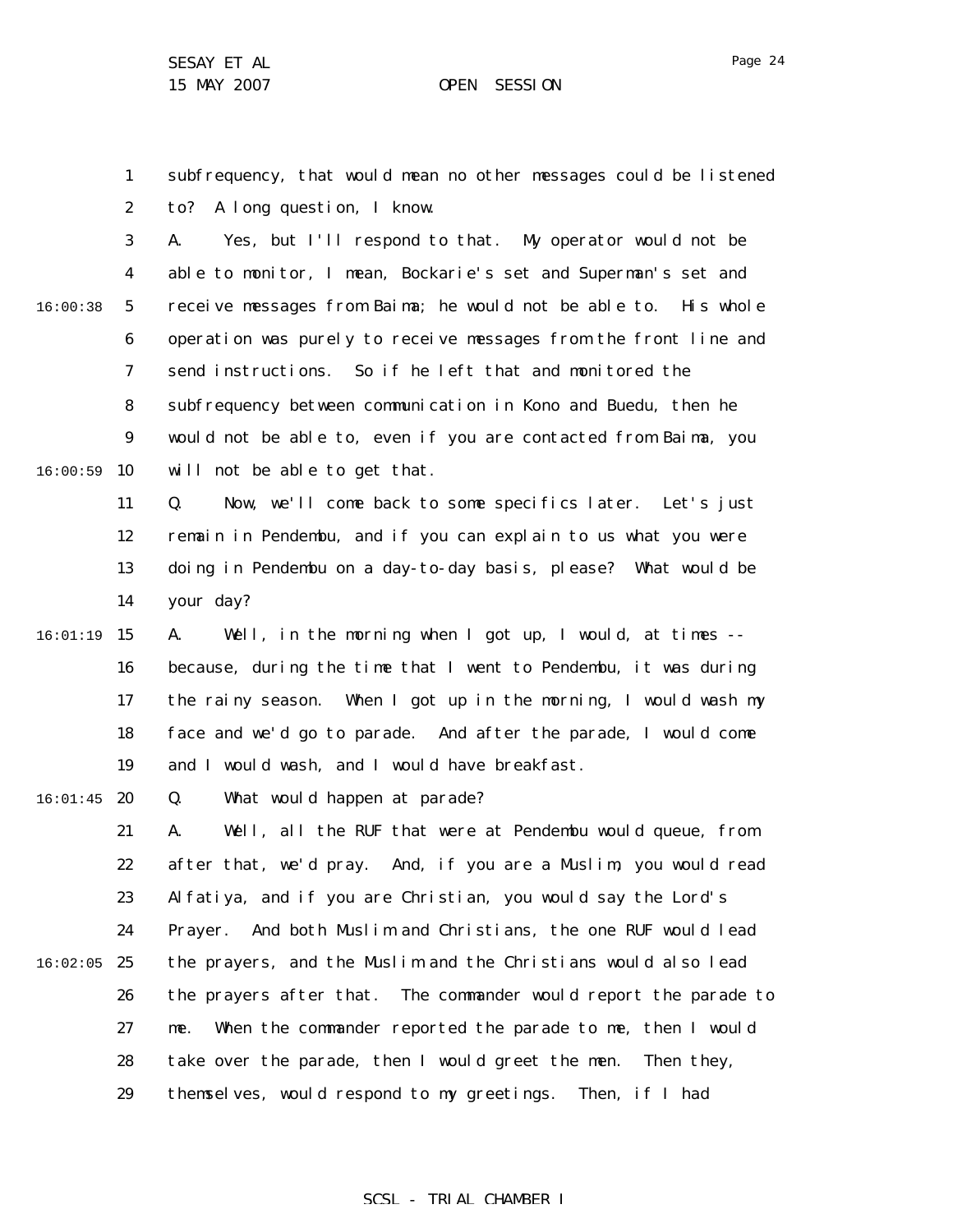subfrequency, that would mean no other messages could be listened to? A long question, I know.

A. Yes, but I'll respond to that. My operator would not be able to monitor, I mean, Bockarie's set and Superman's set and receive messages from Baima; he would not be able to. His whole operation was purely to receive messages from the front line and send instructions. So if he left that and monitored the subfrequency between communication in Kono and Buedu, then he would not be able to, even if you are contacted from Baima, you will not be able to get that.

Q. Now, we'll come back to some specifics later. Let's just remain in Pendembu, and if you can explain to us what you were doing in Pendembu on a day-to-day basis, please? What would be your day?

A. Well, in the morning when I got up, I would, at times -- because, during the time that I went to Pendembu, it was during the rainy season. When I got up in the morning, I would wash my face and we'd go to parade. And after the parade, I would come and I would wash, and I would have breakfast.

Q. What would happen at parade?

A. Well, all the RUF that were at Pendembu would queue, from after that, we'd pray. And, if you are a Muslim, you would read Alfatiya, and if you are Christian, you would say the Lord's Prayer. And both Muslim and Christians, the one RUF would lead the prayers, and the Muslim and the Christians would also lead the prayers after that. The commander would report the parade to me. When the commander reported the parade to me, then I would take over the parade, then I would greet the men. Then they, themselves, would respond to my greetings. Then, if I had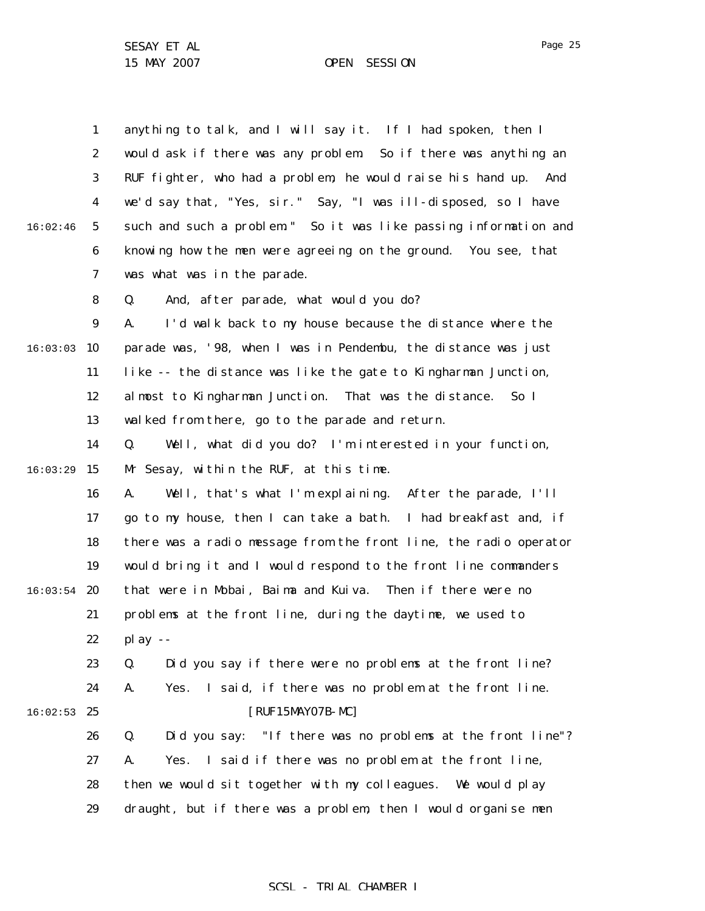anything to talk, and I will say it. If I had spoken, then I would ask if there was any problem. So if there was anything an RUF fighter, who had a problem, he would raise his hand up. And we'd say that, "Yes, sir." Say, "I was ill-disposed, so I have such and such a problem." So it was like passing information and knowing how the men were agreeing on the ground. You see, that was what was in the parade.

Q. And, after parade, what would you do?

A. I'd walk back to my house because the distance where the parade was, '98, when I was in Pendembu, the distance was just like -- the distance was like the gate to Kingharman Junction, almost to Kingharman Junction. That was the distance. So I walked from there, go to the parade and return.

Q. Well, what did you do? I'm interested in your function, Mr Sesay, within the RUF, at this time.

A. Well, that's what I'm explaining. After the parade, I'll go to my house, then I can take a bath. I had breakfast and, if there was a radio message from the front line, the radio operator would bring it and I would respond to the front line commanders that were in Mobai, Baima and Kuiva. Then if there were no problems at the front line, during the daytime, we used to play --

Q. Did you say if there were no problems at the front line?

A. Yes. I said, if there was no problem at the front line.

[RUF15MAY07B-MC]

Q. Did you say: "If there was no problems at the front line"?

A. Yes. I said if there was no problem at the front line, then we would sit together with my colleagues. We would play draught, but if there was a problem, then I would organise men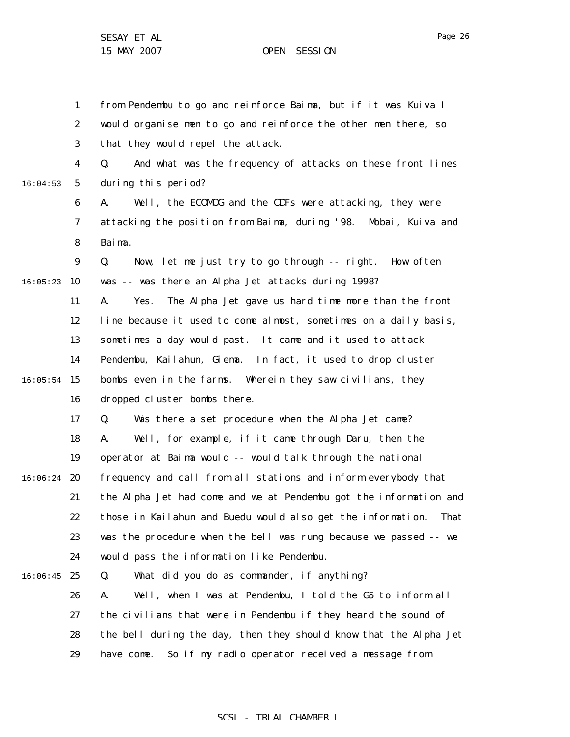from Pendembu to go and reinforce Baima, but if it was Kuiva I would organise men to go and reinforce the other men there, so that they would repel the attack.

Q. And what was the frequency of attacks on these front lines during this period?

A. Well, the ECOMOG and the CDFs were attacking, they were attacking the position from Baima, during '98. Mobai, Kuiva and Baima.

Q. Now, let me just try to go through -- right. How often was -- was there an Alpha Jet attacks during 1998?

A. Yes. The Alpha Jet gave us hard time more than the front line because it used to come almost, sometimes on a daily basis, sometimes a day would past. It came and it used to attack Pendembu, Kailahun, Giema. In fact, it used to drop cluster bombs even in the farms. Wherein they saw civilians, they dropped cluster bombs there.

Q. Was there a set procedure when the Alpha Jet came?

A. Well, for example, if it came through Daru, then the operator at Baima would -- would talk through the national frequency and call from all stations and inform everybody that the Alpha Jet had come and we at Pendembu got the information and those in Kailahun and Buedu would also get the information. That was the procedure when the bell was rung because we passed -- we would pass the information like Pendembu.

Q. What did you do as commander, if anything?

A. Well, when I was at Pendembu, I told the G5 to inform all the civilians that were in Pendembu if they heard the sound of the bell during the day, then they should know that the Alpha Jet have come. So if my radio operator received a message from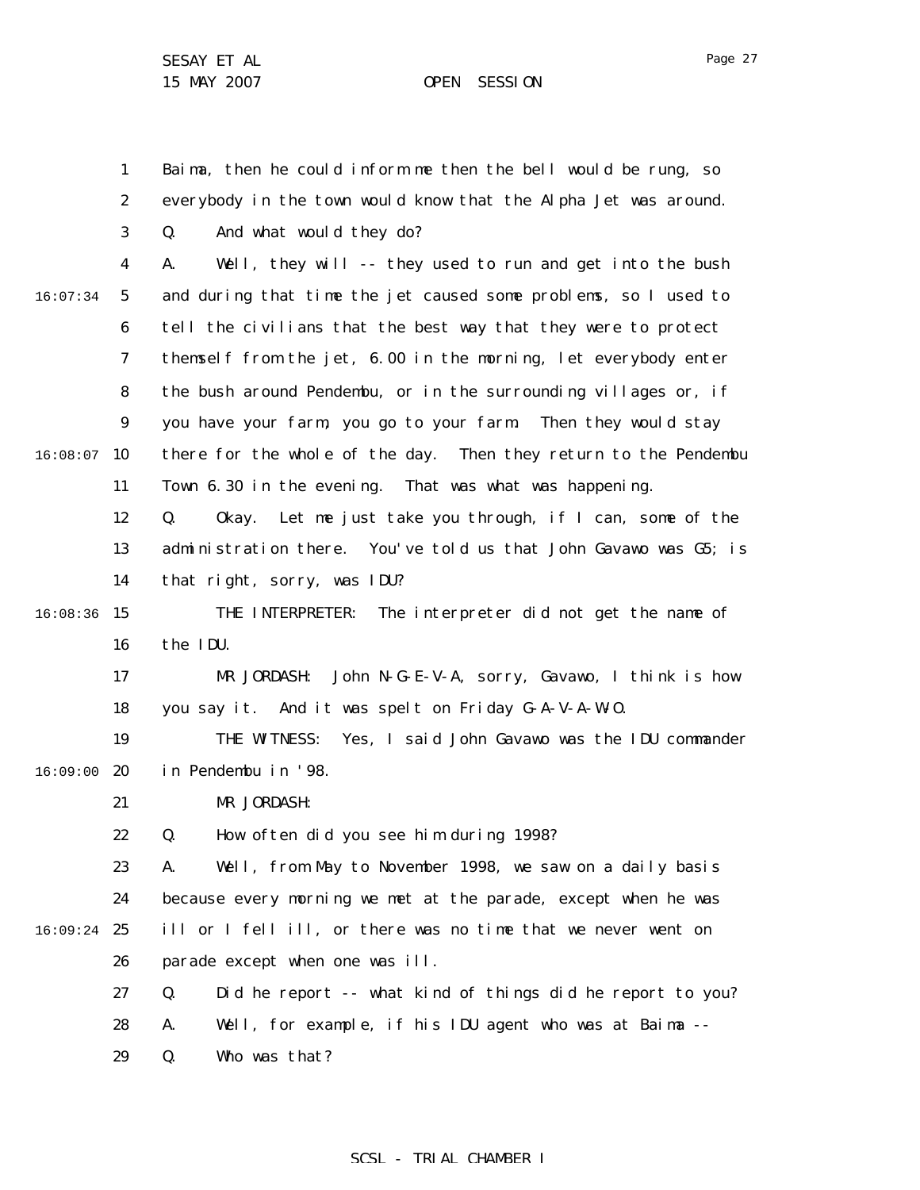Baima, then he could inform me then the bell would be rung, so everybody in the town would know that the Alpha Jet was around.

Q. And what would they do?

A. Well, they will -- they used to run and get into the bush and during that time the jet caused some problems, so I used to tell the civilians that the best way that they were to protect themself from the jet, 6.00 in the morning, let everybody enter the bush around Pendembu, or in the surrounding villages or, if you have your farm, you go to your farm. Then they would stay there for the whole of the day. Then they return to the Pendembu Town 6.30 in the evening. That was what was happening.

Q. Okay. Let me just take you through, if I can, some of the administration there. You've told us that John Gavawo was G5; is that right, sorry, was IDU?

THE INTERPRETER: The interpreter did not get the name of the IDU.

MR JORDASH: John N-G-E-V-A, sorry, Gavawo, I think is how you say it. And it was spelt on Friday G-A-V-A-W-O.

THE WITNESS: Yes, I said John Gavawo was the IDU commander in Pendembu in '98.

MR JORDASH:

Q. How often did you see him during 1998?

A. Well, from May to November 1998, we saw on a daily basis because every morning we met at the parade, except when he was ill or I fell ill, or there was no time that we never went on parade except when one was ill.

Q. Did he report -- what kind of things did he report to you?

A. Well, for example, if his IDU agent who was at Baima --

Q. Who was that?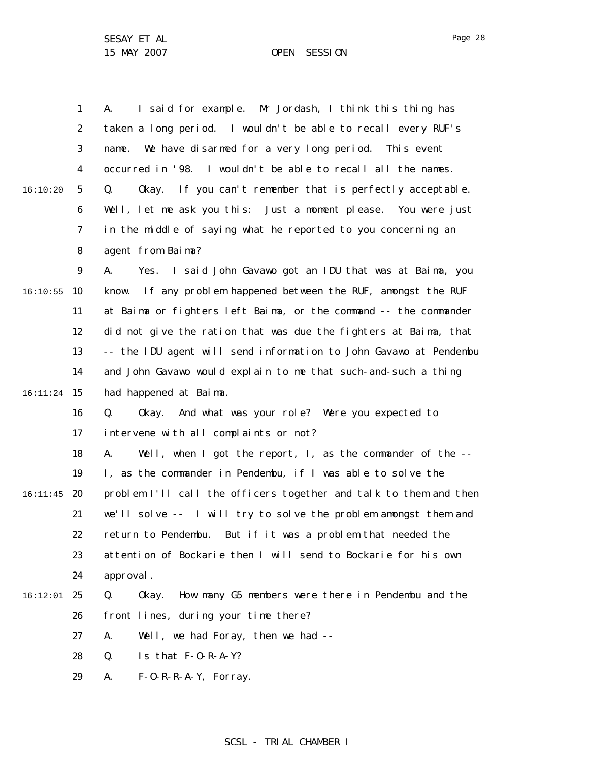A. I said for example. Mr Jordash, I think this thing has taken a long period. I wouldn't be able to recall every RUF's name. We have disarmed for a very long period. This event occurred in '98. I wouldn't be able to recall all the names.

Q. Okay. If you can't remember that is perfectly acceptable. Well, let me ask you this: Just a moment please. You were just in the middle of saying what he reported to you concerning an agent from Baima?

A. Yes. I said John Gavawo got an IDU that was at Baima, you know. If any problem happened between the RUF, amongst the RUF at Baima or fighters left Baima, or the command -- the commander did not give the ration that was due the fighters at Baima, that -- the IDU agent will send information to John Gavawo at Pendembu and John Gavawo would explain to me that such-and-such a thing had happened at Baima.

Q. Okay. And what was your role? Were you expected to intervene with all complaints or not?

A. Well, when I got the report, I, as the commander of the -- I, as the commander in Pendembu, if I was able to solve the problem I'll call the officers together and talk to them and then we'll solve -- I will try to solve the problem amongst them and return to Pendembu. But if it was a problem that needed the attention of Bockarie then I will send to Bockarie for his own approval.

Q. Okay. How many G5 members were there in Pendembu and the front lines, during your time there?

A. Well, we had Foray, then we had --

Q. Is that F-O-R-A-Y?

A. F-O-R-R-A-Y, Forray.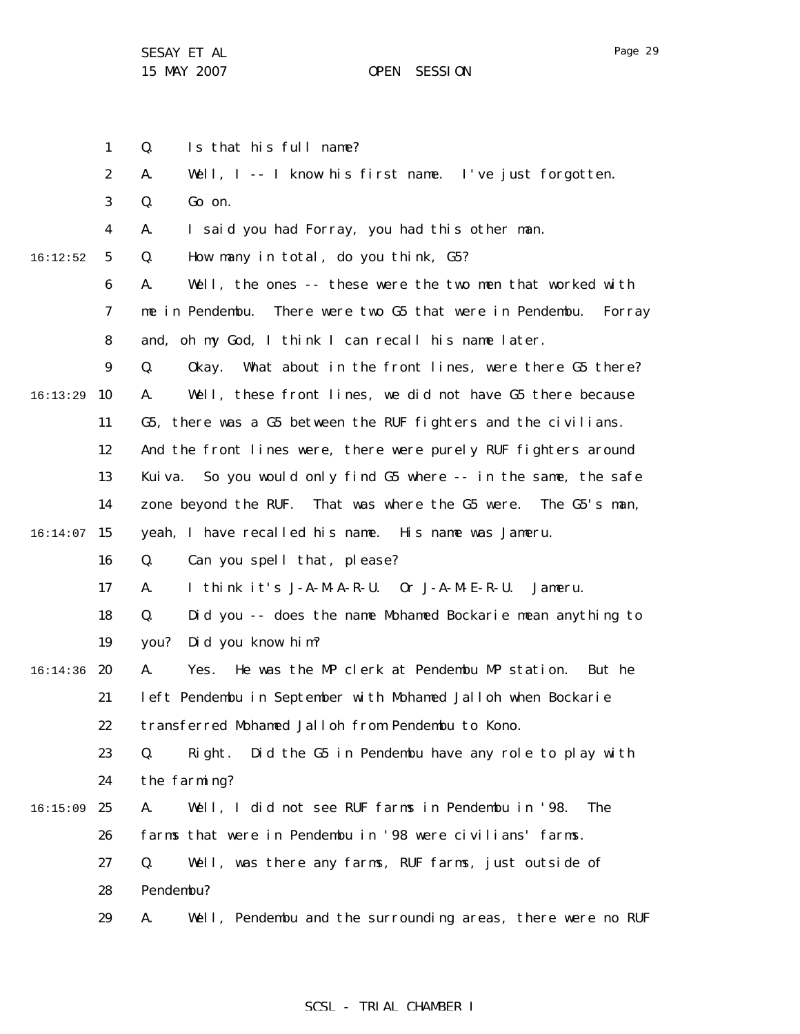Q. Is that his full name?

A. Well, I -- I know his first name. I've just forgotten.

Q. Go on.

A. I said you had Forray, you had this other man.

Q. How many in total, do you think, G5?

A. Well, the ones -- these were the two men that worked with me in Pendembu. There were two G5 that were in Pendembu. Forray and, oh my God, I think I can recall his name later.

Q. Okay. What about in the front lines, were there G5 there?

A. Well, these front lines, we did not have G5 there because G5, there was a G5 between the RUF fighters and the civilians. And the front lines were, there were purely RUF fighters around Kuiva. So you would only find G5 where -- in the same, the safe zone beyond the RUF. That was where the G5 were. The G5's man, yeah, I have recalled his name. His name was Jameru.

Q. Can you spell that, please?

A. I think it's J-A-M-A-R-U. Or J-A-M-E-R-U. Jameru.

Q. Did you -- does the name Mohamed Bockarie mean anything to you? Did you know him?

A. Yes. He was the MP clerk at Pendembu MP station. But he left Pendembu in September with Mohamed Jalloh when Bockarie transferred Mohamed Jalloh from Pendembu to Kono.

Q. Right. Did the G5 in Pendembu have any role to play with the farming?

A. Well, I did not see RUF farms in Pendembu in '98. The farms that were in Pendembu in '98 were civilians' farms.

Q. Well, was there any farms, RUF farms, just outside of Pendembu?

A. Well, Pendembu and the surrounding areas, there were no RUF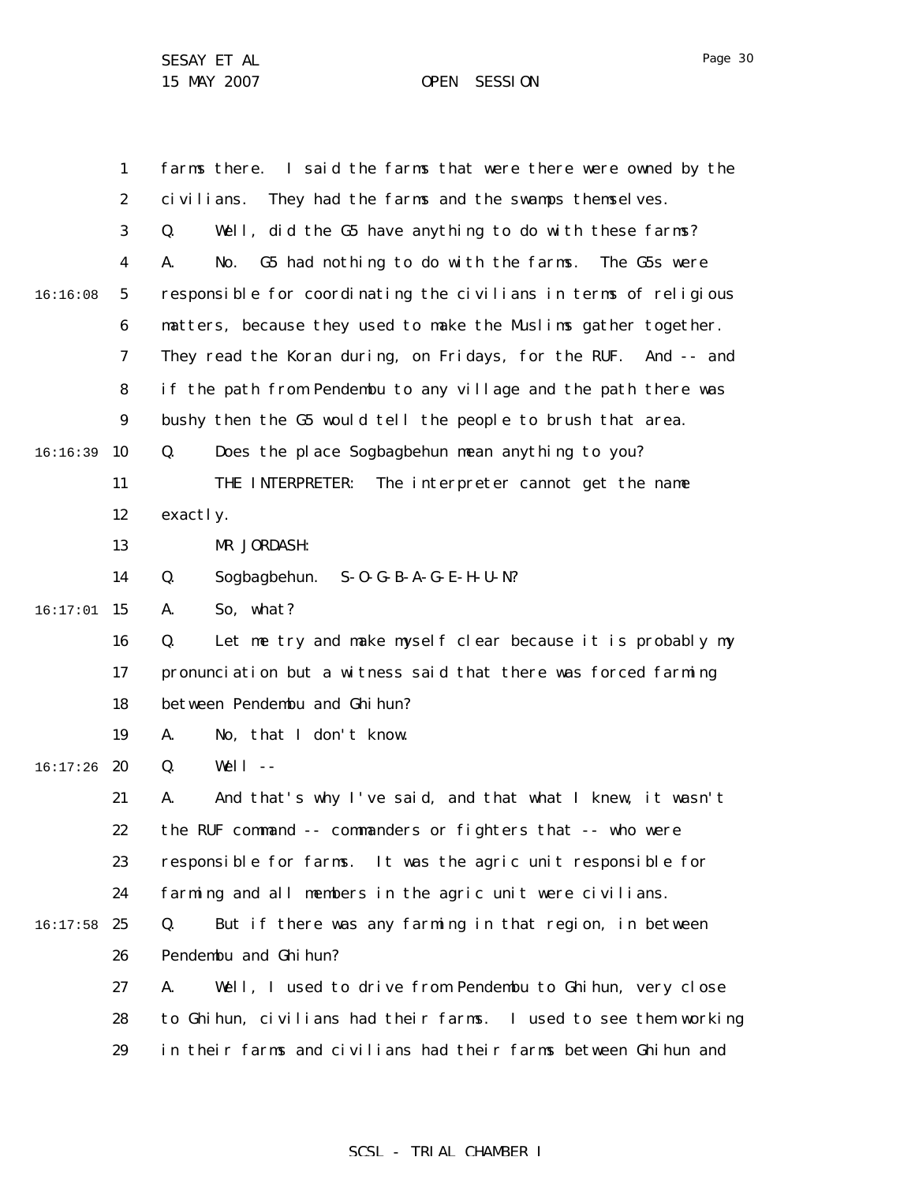farms there. I said the farms that were there were owned by the civilians. They had the farms and the swamps themselves.

Q. Well, did the G5 have anything to do with these farms?

A. No. G5 had nothing to do with the farms. The G5s were responsible for coordinating the civilians in terms of religious matters, because they used to make the Muslims gather together. They read the Koran during, on Fridays, for the RUF. And -- and if the path from Pendembu to any village and the path there was bushy then the G5 would tell the people to brush that area.

Q. Does the place Sogbagbehun mean anything to you?

THE INTERPRETER: The interpreter cannot get the name exactly.

MR JORDASH:

Q. Sogbagbehun. S-O-G-B-A-G-E-H-U-N?

A. So, what?

Q. Let me try and make myself clear because it is probably my pronunciation but a witness said that there was forced farming between Pendembu and Ghihun?

A. No, that I don't know.

Q. Well --

A. And that's why I've said, and that what I knew, it wasn't the RUF command -- commanders or fighters that -- who were responsible for farms. It was the agric unit responsible for farming and all members in the agric unit were civilians.

Q. But if there was any farming in that region, in between Pendembu and Ghihun?

A. Well, I used to drive from Pendembu to Ghihun, very close to Ghihun, civilians had their farms. I used to see them working in their farms and civilians had their farms between Ghihun and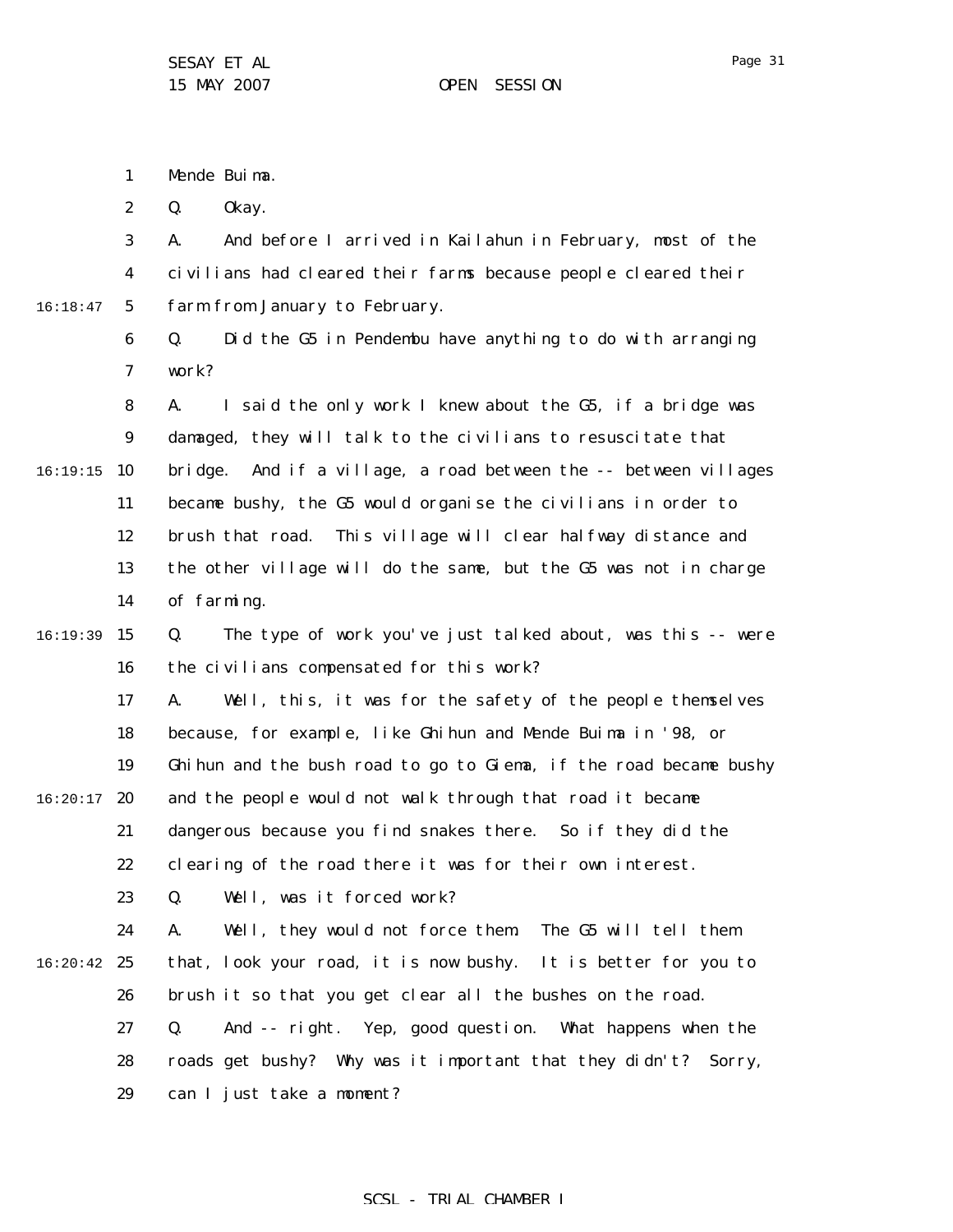Mende Buima.

Q. Okay.

A. And before I arrived in Kailahun in February, most of the civilians had cleared their farms because people cleared their farm from January to February.

Q. Did the G5 in Pendembu have anything to do with arranging work?

A. I said the only work I knew about the G5, if a bridge was damaged, they will talk to the civilians to resuscitate that bridge. And if a village, a road between the -- between villages became bushy, the G5 would organise the civilians in order to brush that road. This village will clear halfway distance and the other village will do the same, but the G5 was not in charge of farming.

Q. The type of work you've just talked about, was this -- were the civilians compensated for this work?

A. Well, this, it was for the safety of the people themselves because, for example, like Ghihun and Mende Buima in '98, or Ghihun and the bush road to go to Giema, if the road became bushy and the people would not walk through that road it became dangerous because you find snakes there. So if they did the clearing of the road there it was for their own interest.

Q. Well, was it forced work?

A. Well, they would not force them. The G5 will tell them that, look your road, it is now bushy. It is better for you to brush it so that you get clear all the bushes on the road.

Q. And -- right. Yep, good question. What happens when the roads get bushy? Why was it important that they didn't? Sorry, can I just take a moment?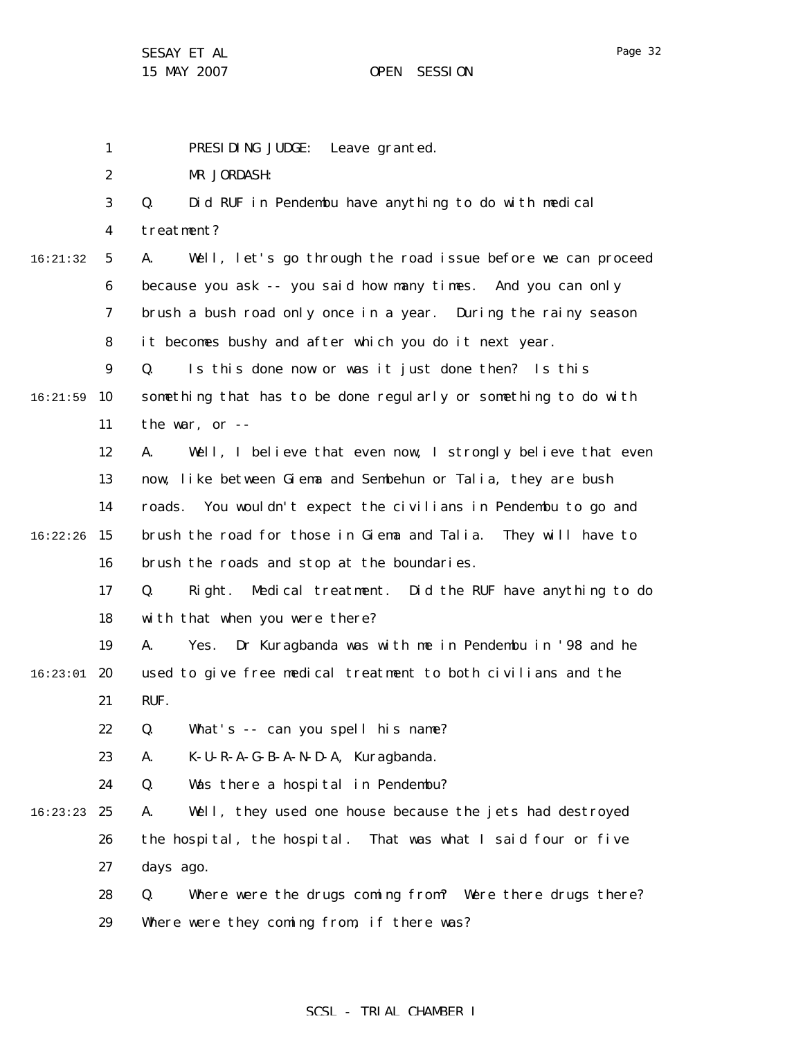PRESIDING JUDGE: Leave granted.

MR JORDASH:

Q. Did RUF in Pendembu have anything to do with medical treatment?

A. Well, let's go through the road issue before we can proceed because you ask -- you said how many times. And you can only brush a bush road only once in a year. During the rainy season it becomes bushy and after which you do it next year.

Q. Is this done now or was it just done then? Is this something that has to be done regularly or something to do with the war, or --

A. Well, I believe that even now, I strongly believe that even now, like between Giema and Sembehun or Talia, they are bush roads. You wouldn't expect the civilians in Pendembu to go and brush the road for those in Giema and Talia. They will have to brush the roads and stop at the boundaries.

Q. Right. Medical treatment. Did the RUF have anything to do with that when you were there?

A. Yes. Dr Kuragbanda was with me in Pendembu in '98 and he used to give free medical treatment to both civilians and the RUF.

Q. What's -- can you spell his name?

A. K-U-R-A-G-B-A-N-D-A, Kuragbanda.

Q. Was there a hospital in Pendembu?

A. Well, they used one house because the jets had destroyed the hospital, the hospital. That was what I said four or five days ago.

Q. Where were the drugs coming from? Were there drugs there? Where were they coming from, if there was?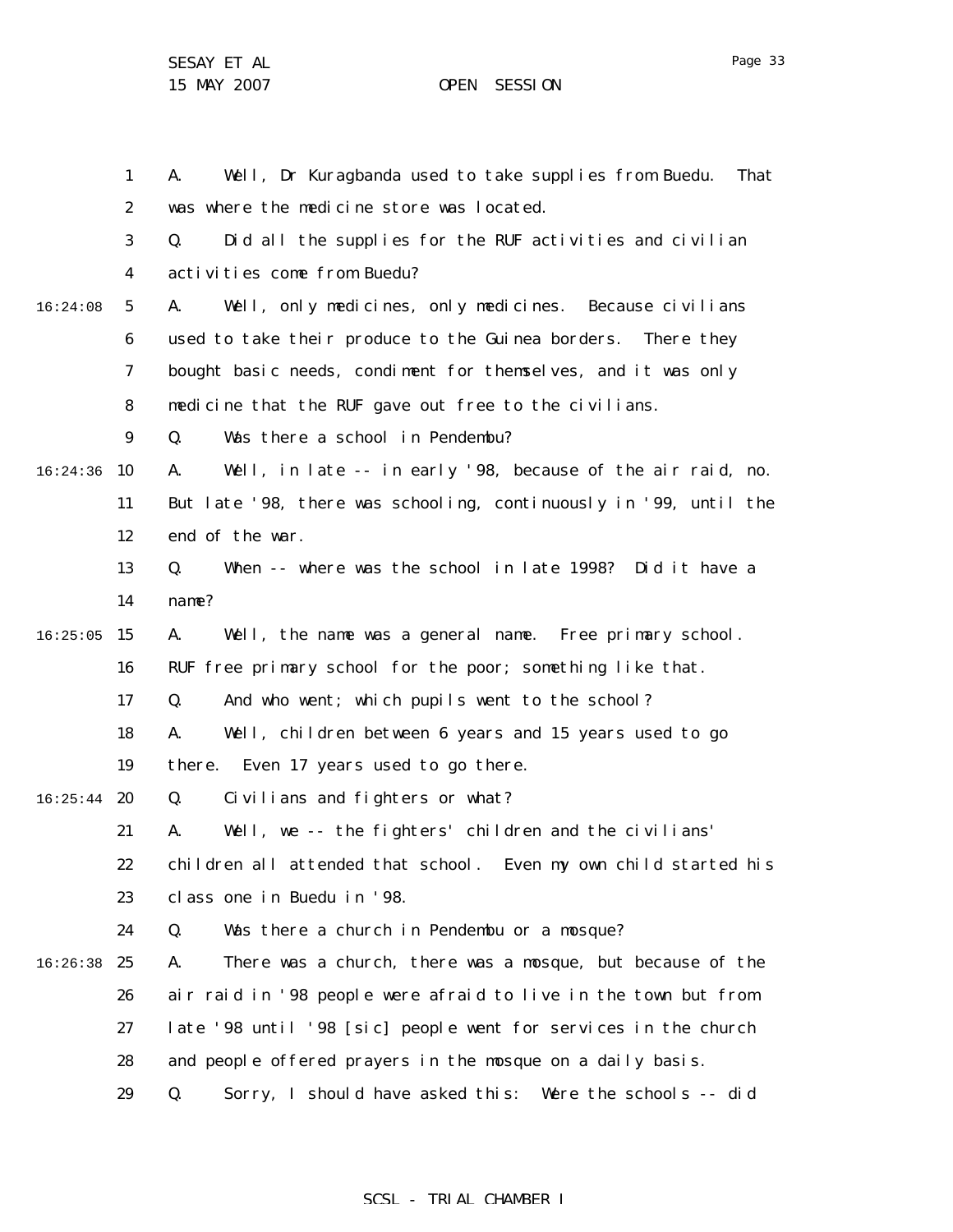A. Well, Dr Kuragbanda used to take supplies from Buedu. That was where the medicine store was located.

Q. Did all the supplies for the RUF activities and civilian activities come from Buedu?

16:24:08 A. Well, only medicines, only medicines. Because civilians used to take their produce to the Guinea borders. There they bought basic needs, condiment for themselves, and it was only medicine that the RUF gave out free to the civilians.

Q. Was there a school in Pendembu?

16:24:36 A. Well, in late -- in early '98, because of the air raid, no. But late '98, there was schooling, continuously in '99, until the end of the war.

Q. When -- where was the school in late 1998? Did it have a name?

16:25:05 A. Well, the name was a general name. Free primary school. RUF free primary school for the poor; something like that.

Q. And who went; which pupils went to the school?

A. Well, children between 6 years and 15 years used to go there. Even 17 years used to go there.

16:25:44 Q. Civilians and fighters or what?

A. Well, we -- the fighters' children and the civilians' children all attended that school. Even my own child started his class one in Buedu in '98.

Q. Was there a church in Pendembu or a mosque?

16:26:38 A. There was a church, there was a mosque, but because of the air raid in '98 people were afraid to live in the town but from late '98 until '98 [sic] people went for services in the church and people offered prayers in the mosque on a daily basis.

Q. Sorry, I should have asked this: Were the schools -- did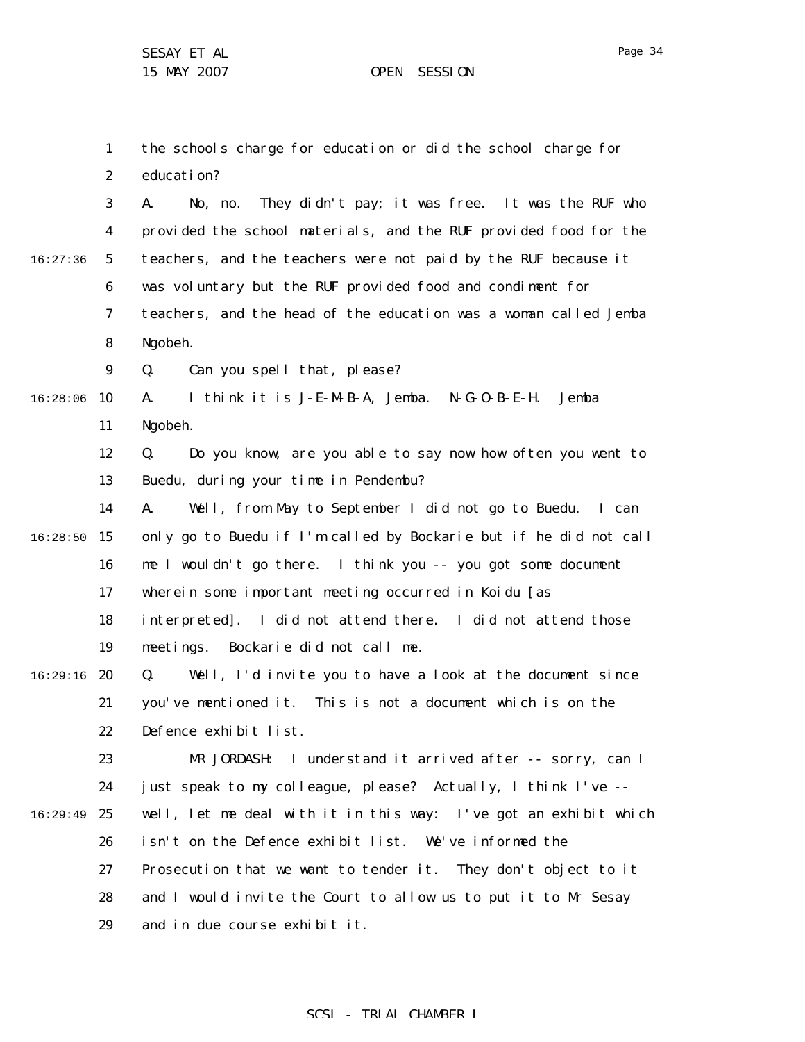the schools charge for education or did the school charge for education?

A. No, no. They didn't pay; it was free. It was the RUF who provided the school materials, and the RUF provided food for the teachers, and the teachers were not paid by the RUF because it was voluntary but the RUF provided food and condiment for teachers, and the head of the education was a woman called Jemba Ngobeh.

Q. Can you spell that, please?

A. I think it is J-E-M-B-A, Jemba. N-G-O-B-E-H. Jemba Ngobeh.

Q. Do you know, are you able to say now how often you went to Buedu, during your time in Pendembu?

A. Well, from May to September I did not go to Buedu. I can only go to Buedu if I'm called by Bockarie but if he did not call me I wouldn't go there. I think you -- you got some document wherein some important meeting occurred in Koidu [as interpreted]. I did not attend there. I did not attend those meetings. Bockarie did not call me.

Q. Well, I'd invite you to have a look at the document since you've mentioned it. This is not a document which is on the Defence exhibit list.

MR JORDASH: I understand it arrived after -- sorry, can I just speak to my colleague, please? Actually, I think I've -- well, let me deal with it in this way: I've got an exhibit which isn't on the Defence exhibit list. We've informed the Prosecution that we want to tender it. They don't object to it and I would invite the Court to allow us to put it to Mr Sesay and in due course exhibit it.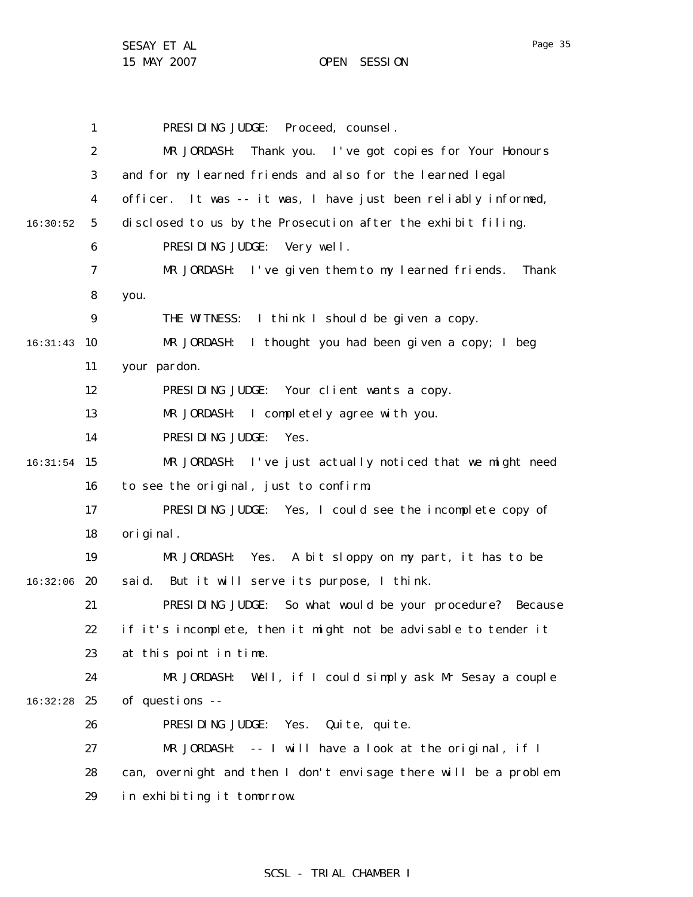PRESIDING JUDGE: Proceed, counsel.

MR JORDASH: Thank you. I've got copies for Your Honours and for my learned friends and also for the learned legal officer. It was -- it was, I have just been reliably informed, disclosed to us by the Prosecution after the exhibit filing.

PRESIDING JUDGE: Very well.

MR JORDASH: I've given them to my learned friends. Thank you.

THE WITNESS: I think I should be given a copy.

MR JORDASH: I thought you had been given a copy; I beg your pardon.

PRESIDING JUDGE: Your client wants a copy.

MR JORDASH: I completely agree with you.

PRESIDING JUDGE: Yes.

MR JORDASH: I've just actually noticed that we might need to see the original, just to confirm.

PRESIDING JUDGE: Yes, I could see the incomplete copy of original.

MR JORDASH: Yes. A bit sloppy on my part, it has to be said. But it will serve its purpose, I think.

PRESIDING JUDGE: So what would be your procedure? Because if it's incomplete, then it might not be advisable to tender it at this point in time.

MR JORDASH: Well, if I could simply ask Mr Sesay a couple of questions --

PRESIDING JUDGE: Yes. Quite, quite.

MR JORDASH: -- I will have a look at the original, if I can, overnight and then I don't envisage there will be a problem in exhibiting it tomorrow.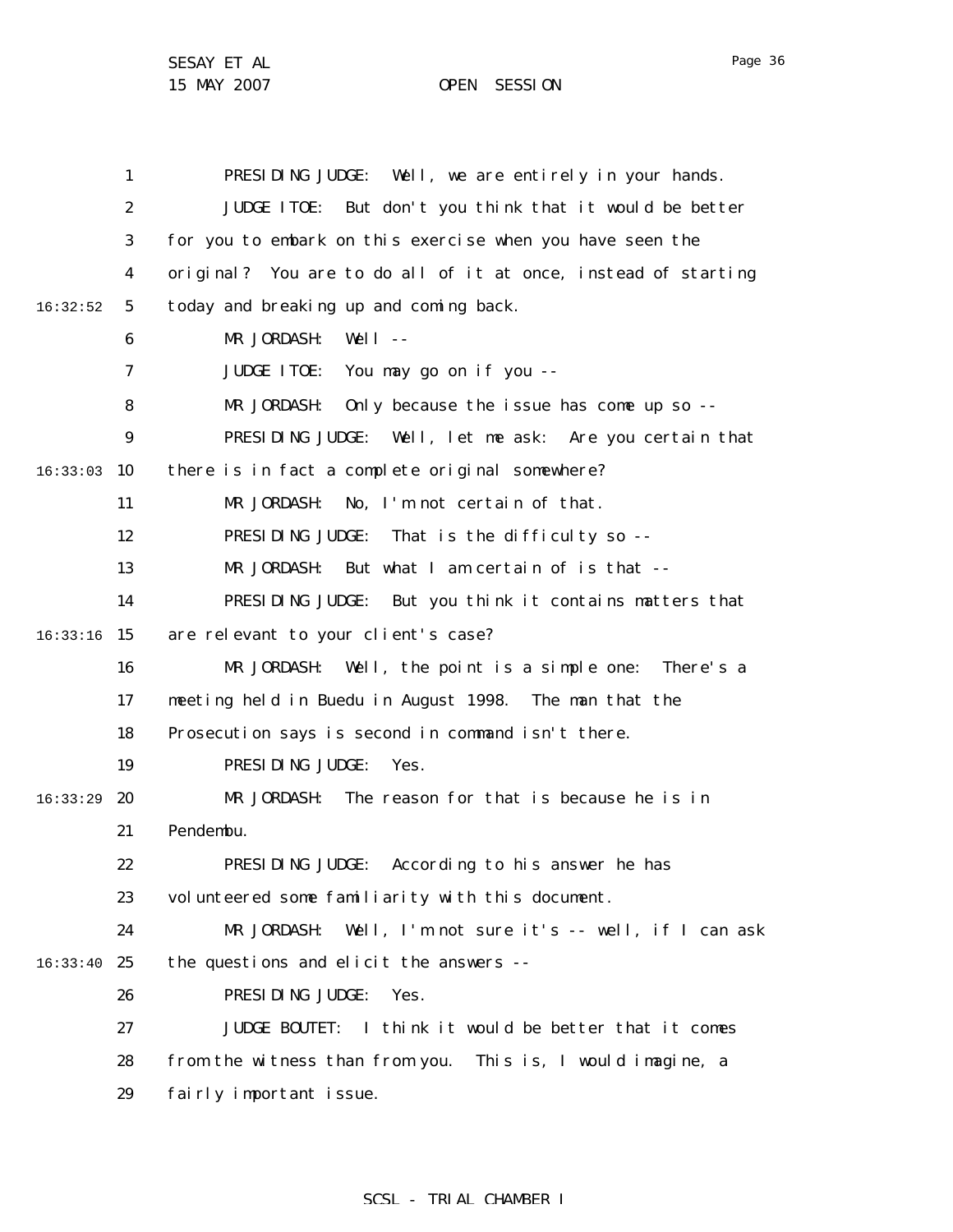1 PRESIDING JUDGE: Well, we are entirely in your hands.

2 JUDGE ITOE: But don't you think that it would be better

3 for you to embark on this exercise when you have seen the

4 original? You are to do all of it at once, instead of starting

16:32:52 5 today and breaking up and coming back.

6 MR JORDASH: Well --

7 JUDGE ITOE: You may go on if you --

8 MR JORDASH: Only because the issue has come up so --

9 PRESIDING JUDGE: Well, let me ask: Are you certain that

16:33:03 10 there is in fact a complete original somewhere?

11 MR JORDASH: No, I'm not certain of that.

12 PRESIDING JUDGE: That is the difficulty so --

13 MR JORDASH: But what I am certain of is that --

14 PRESIDING JUDGE: But you think it contains matters that

16:33:16 15 are relevant to your client's case?

16 MR JORDASH: Well, the point is a simple one: There's a

17 meeting held in Buedu in August 1998. The man that the

18 Prosecution says is second in command isn't there.

19 PRESIDING JUDGE: Yes.

16:33:29 20 MR JORDASH: The reason for that is because he is in

21 Pendembu.

22 PRESIDING JUDGE: According to his answer he has

23 volunteered some familiarity with this document.

24 MR JORDASH: Well, I'm not sure it's -- well, if I can ask

16:33:40 25 the questions and elicit the answers --

26 PRESIDING JUDGE: Yes.

27 JUDGE BOUTET: I think it would be better that it comes

28 from the witness than from you. This is, I would imagine, a

29 fairly important issue.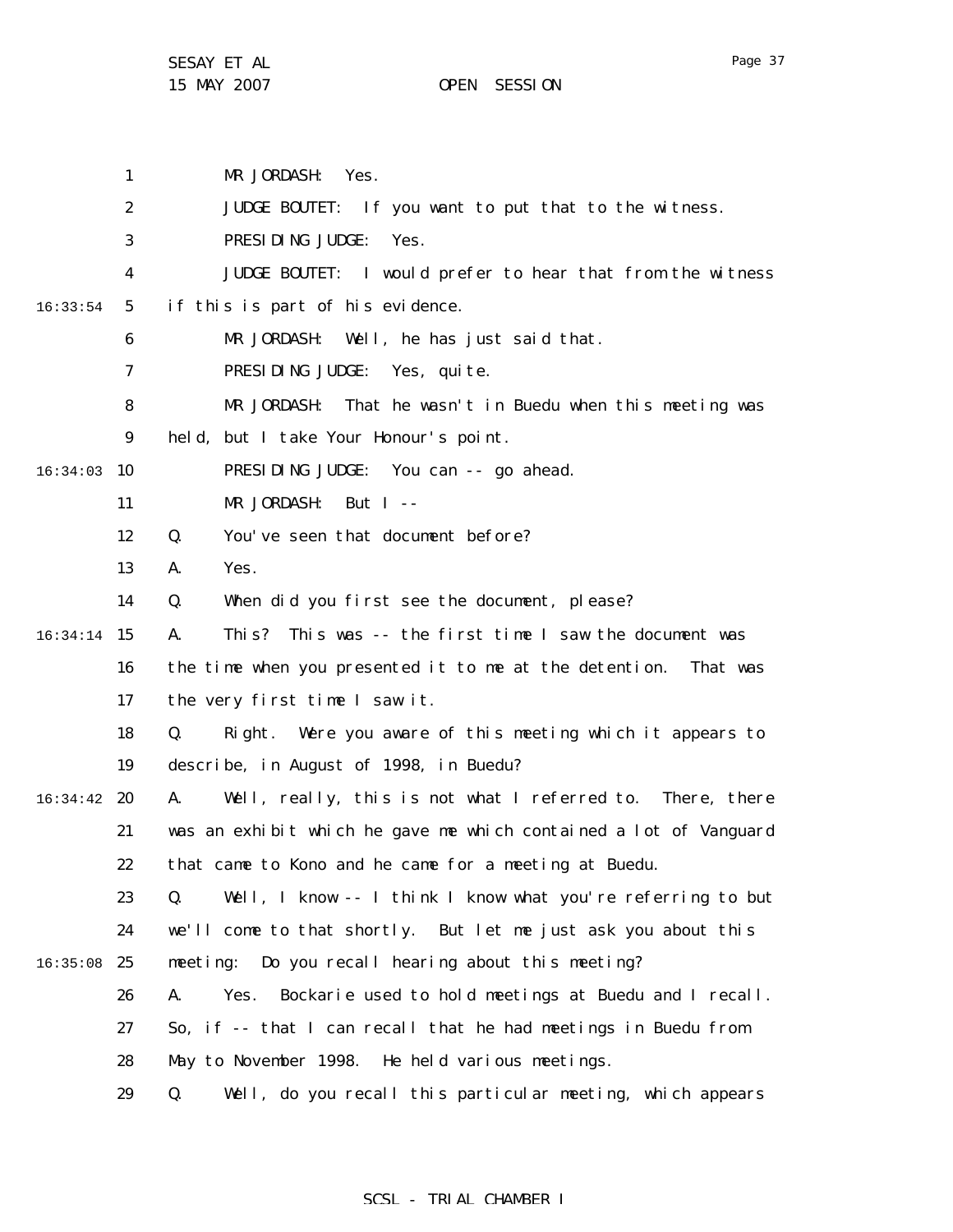MR JORDASH: Yes.

JUDGE BOUTET: If you want to put that to the witness.

PRESIDING JUDGE: Yes.

JUDGE BOUTET: I would prefer to hear that from the witness if this is part of his evidence.

MR JORDASH: Well, he has just said that.

PRESIDING JUDGE: Yes, quite.

MR JORDASH: That he wasn't in Buedu when this meeting was held, but I take Your Honour's point.

PRESIDING JUDGE: You can -- go ahead.

MR JORDASH: But I --

Q. You've seen that document before?

A. Yes.

Q. When did you first see the document, please?

A. This? This was -- the first time I saw the document was the time when you presented it to me at the detention. That was the very first time I saw it.

Q. Right. Were you aware of this meeting which it appears to describe, in August of 1998, in Buedu?

A. Well, really, this is not what I referred to. There, there was an exhibit which he gave me which contained a lot of Vanguard that came to Kono and he came for a meeting at Buedu.

Q. Well, I know -- I think I know what you're referring to but we'll come to that shortly. But let me just ask you about this meeting: Do you recall hearing about this meeting?

A. Yes. Bockarie used to hold meetings at Buedu and I recall. So, if -- that I can recall that he had meetings in Buedu from May to November 1998. He held various meetings.

Q. Well, do you recall this particular meeting, which appears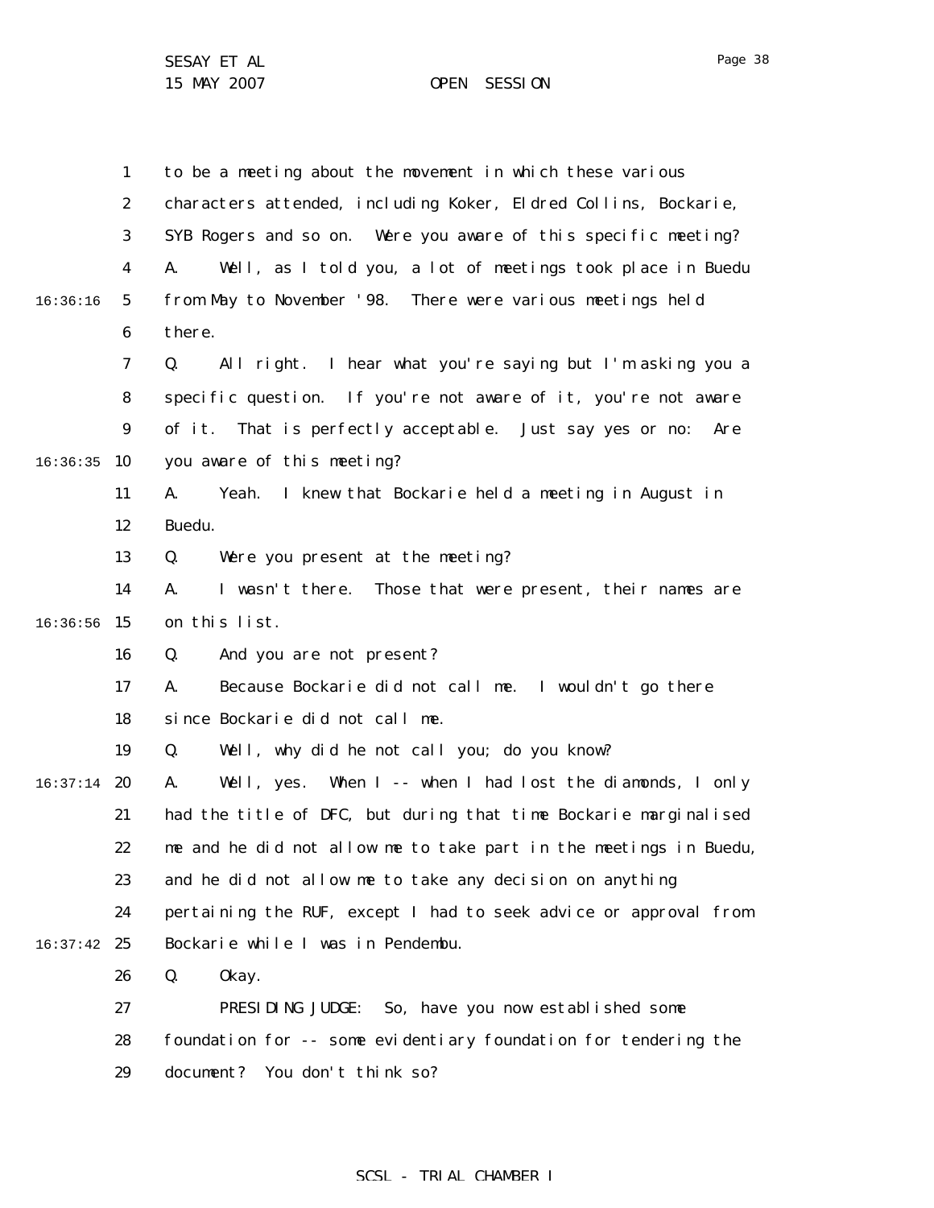to be a meeting about the movement in which these various characters attended, including Koker, Eldred Collins, Bockarie, SYB Rogers and so on. Were you aware of this specific meeting?

A. Well, as I told you, a lot of meetings took place in Buedu from May to November '98. There were various meetings held there.

Q. All right. I hear what you're saying but I'm asking you a specific question. If you're not aware of it, you're not aware of it. That is perfectly acceptable. Just say yes or no: Are you aware of this meeting?

A. Yeah. I knew that Bockarie held a meeting in August in Buedu.

Q. Were you present at the meeting?

A. I wasn't there. Those that were present, their names are on this list.

Q. And you are not present?

A. Because Bockarie did not call me. I wouldn't go there since Bockarie did not call me.

Q. Well, why did he not call you; do you know?

A. Well, yes. When I -- when I had lost the diamonds, I only had the title of DFC, but during that time Bockarie marginalised me and he did not allow me to take part in the meetings in Buedu, and he did not allow me to take any decision on anything pertaining the RUF, except I had to seek advice or approval from Bockarie while I was in Pendembu.

Q. Okay.

PRESIDING JUDGE: So, have you now established some foundation for -- some evidentiary foundation for tendering the document? You don't think so?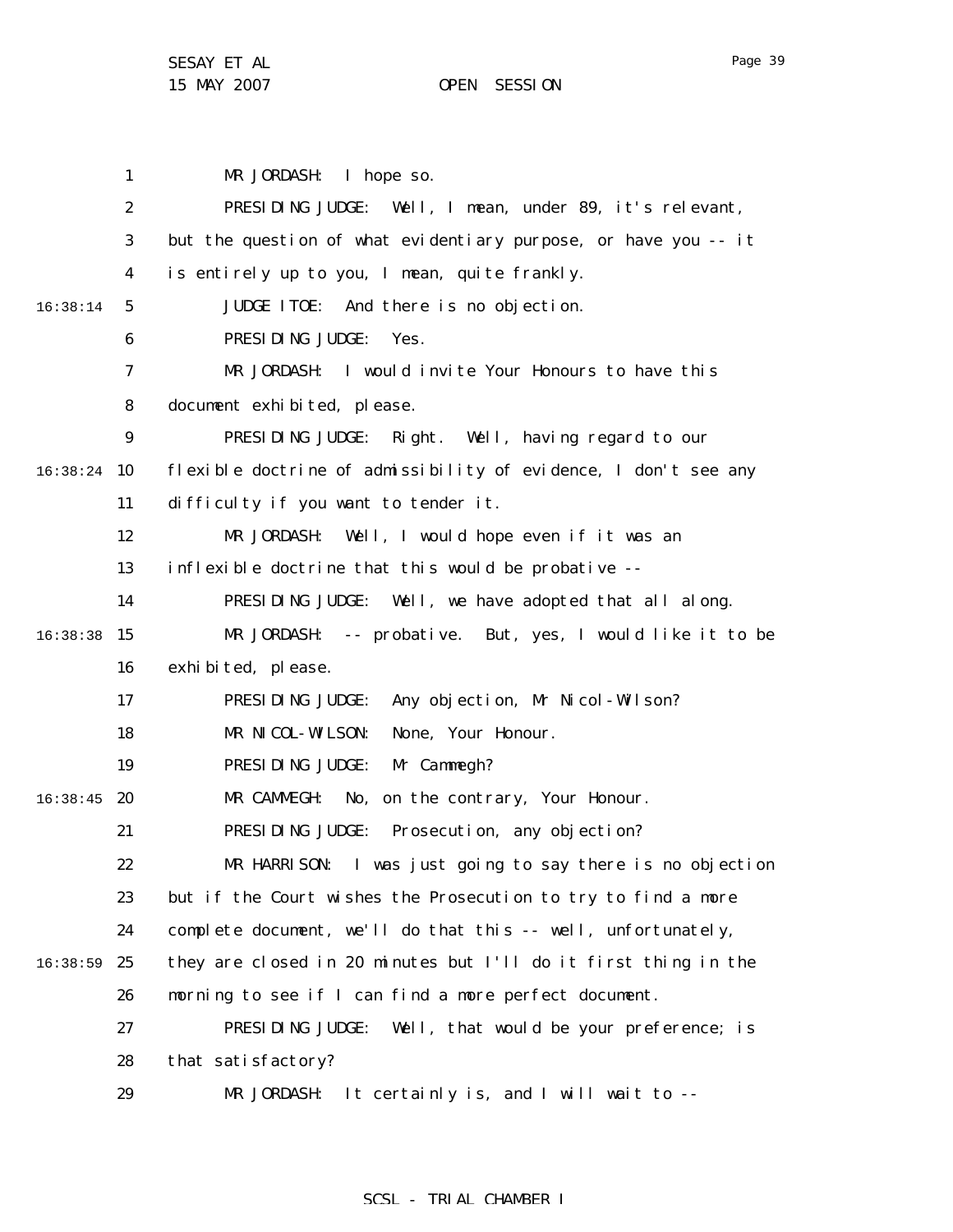MR JORDASH: I hope so.

PRESIDING JUDGE: Well, I mean, under 89, it's relevant, but the question of what evidentiary purpose, or have you -- it is entirely up to you, I mean, quite frankly.

JUDGE ITOE: And there is no objection.

PRESIDING JUDGE: Yes.

MR JORDASH: I would invite Your Honours to have this document exhibited, please.

PRESIDING JUDGE: Right. Well, having regard to our flexible doctrine of admissibility of evidence, I don't see any difficulty if you want to tender it.

MR JORDASH: Well, I would hope even if it was an inflexible doctrine that this would be probative --

PRESIDING JUDGE: Well, we have adopted that all along.

MR JORDASH: -- probative. But, yes, I would like it to be exhibited, please.

PRESIDING JUDGE: Any objection, Mr Nicol-Wilson?

MR NICOL-WILSON: None, Your Honour.

PRESIDING JUDGE: Mr Cammegh?

MR CAMMEGH: No, on the contrary, Your Honour.

PRESIDING JUDGE: Prosecution, any objection?

MR HARRISON: I was just going to say there is no objection but if the Court wishes the Prosecution to try to find a more complete document, we'll do that this -- well, unfortunately, they are closed in 20 minutes but I'll do it first thing in the morning to see if I can find a more perfect document.

PRESIDING JUDGE: Well, that would be your preference; is that satisfactory?

MR JORDASH: It certainly is, and I will wait to --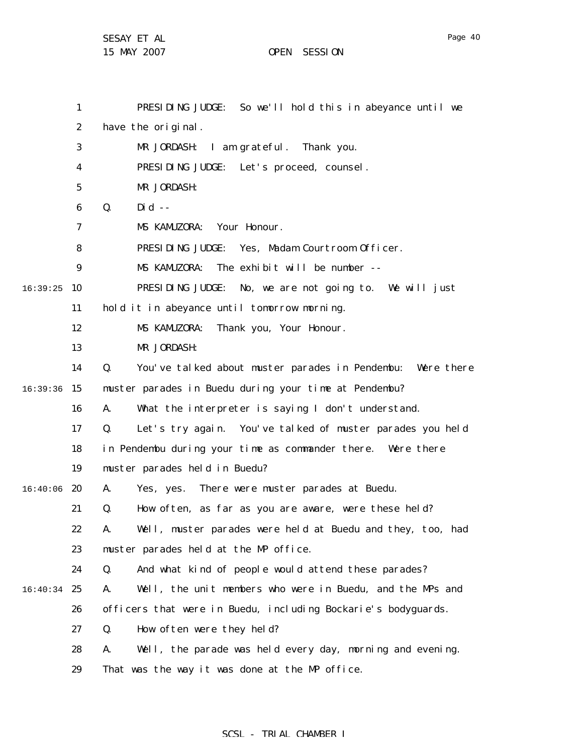PRESIDING JUDGE: So we'll hold this in abeyance until we have the original.

MR JORDASH: I am grateful. Thank you.

PRESIDING JUDGE: Let's proceed, counsel.

MR JORDASH:

Q. Did --

MS KAMUZORA: Your Honour.

PRESIDING JUDGE: Yes, Madam Courtroom Officer.

MS KAMUZORA: The exhibit will be number --

PRESIDING JUDGE: No, we are not going to. We will just hold it in abeyance until tomorrow morning.

MS KAMUZORA: Thank you, Your Honour.

MR JORDASH:

Q. You've talked about muster parades in Pendembu: Were there muster parades in Buedu during your time at Pendembu?

A. What the interpreter is saying I don't understand.

Q. Let's try again. You've talked of muster parades you held in Pendembu during your time as commander there. Were there muster parades held in Buedu?

A. Yes, yes. There were muster parades at Buedu.

Q. How often, as far as you are aware, were these held?

A. Well, muster parades were held at Buedu and they, too, had muster parades held at the MP office.

Q. And what kind of people would attend these parades?

A. Well, the unit members who were in Buedu, and the MPs and officers that were in Buedu, including Bockarie's bodyguards.

Q. How often were they held?

A. Well, the parade was held every day, morning and evening. That was the way it was done at the MP office.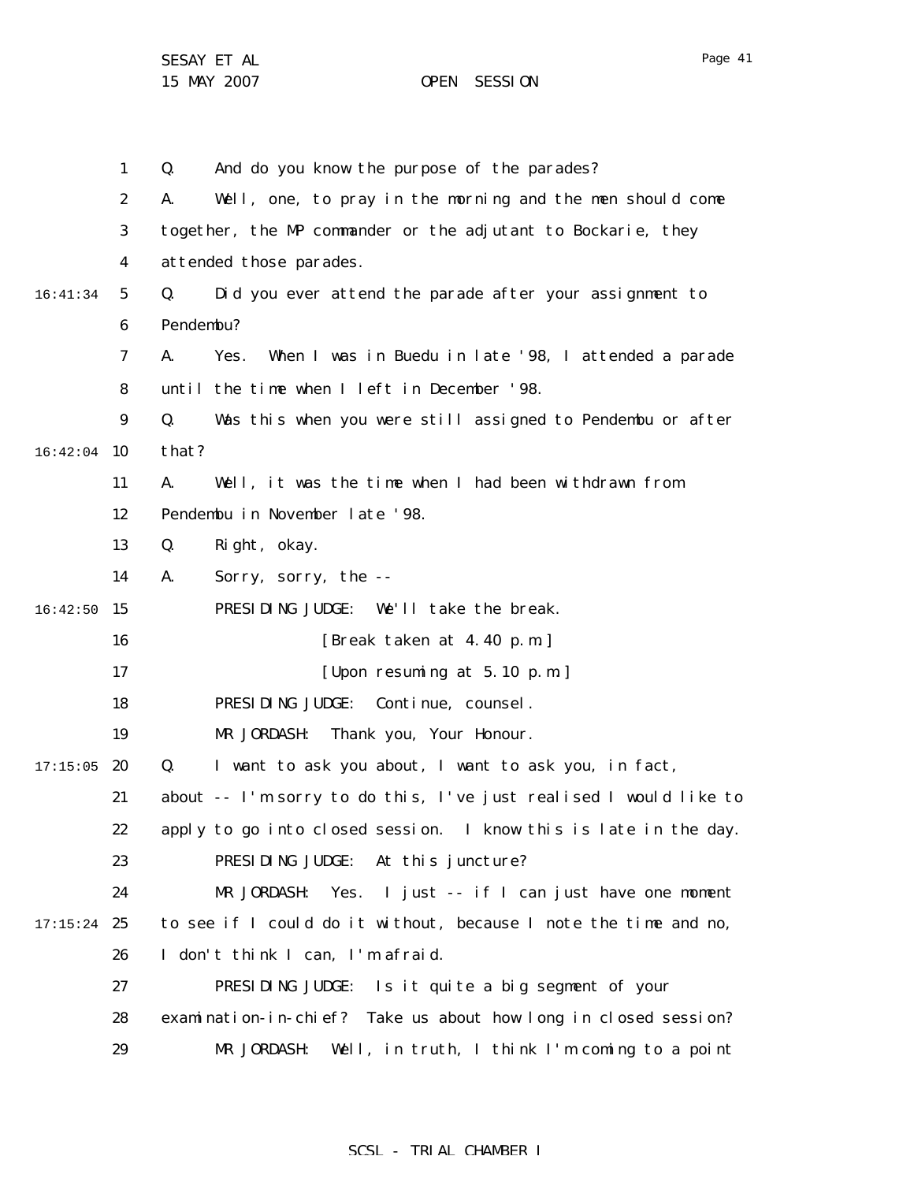Q. And do you know the purpose of the parades?

A. Well, one, to pray in the morning and the men should come together, the MP commander or the adjutant to Bockarie, they attended those parades.

Q. Did you ever attend the parade after your assignment to Pendembu?

A. Yes. When I was in Buedu in late '98, I attended a parade until the time when I left in December '98.

Q. Was this when you were still assigned to Pendembu or after that?

A. Well, it was the time when I had been withdrawn from Pendembu in November late '98.

Q. Right, okay.

A. Sorry, sorry, the --

PRESIDING JUDGE: We'll take the break.

[Break taken at 4.40 p.m.]

[Upon resuming at 5.10 p.m.]

PRESIDING JUDGE: Continue, counsel.

MR JORDASH: Thank you, Your Honour.

Q. I want to ask you about, I want to ask you, in fact, about -- I'm sorry to do this, I've just realised I would like to apply to go into closed session. I know this is late in the day.

PRESIDING JUDGE: At this juncture?

MR JORDASH: Yes. I just -- if I can just have one moment to see if I could do it without, because I note the time and no, I don't think I can, I'm afraid.

PRESIDING JUDGE: Is it quite a big segment of your examination-in-chief? Take us about how long in closed session?

MR JORDASH: Well, in truth, I think I'm coming to a point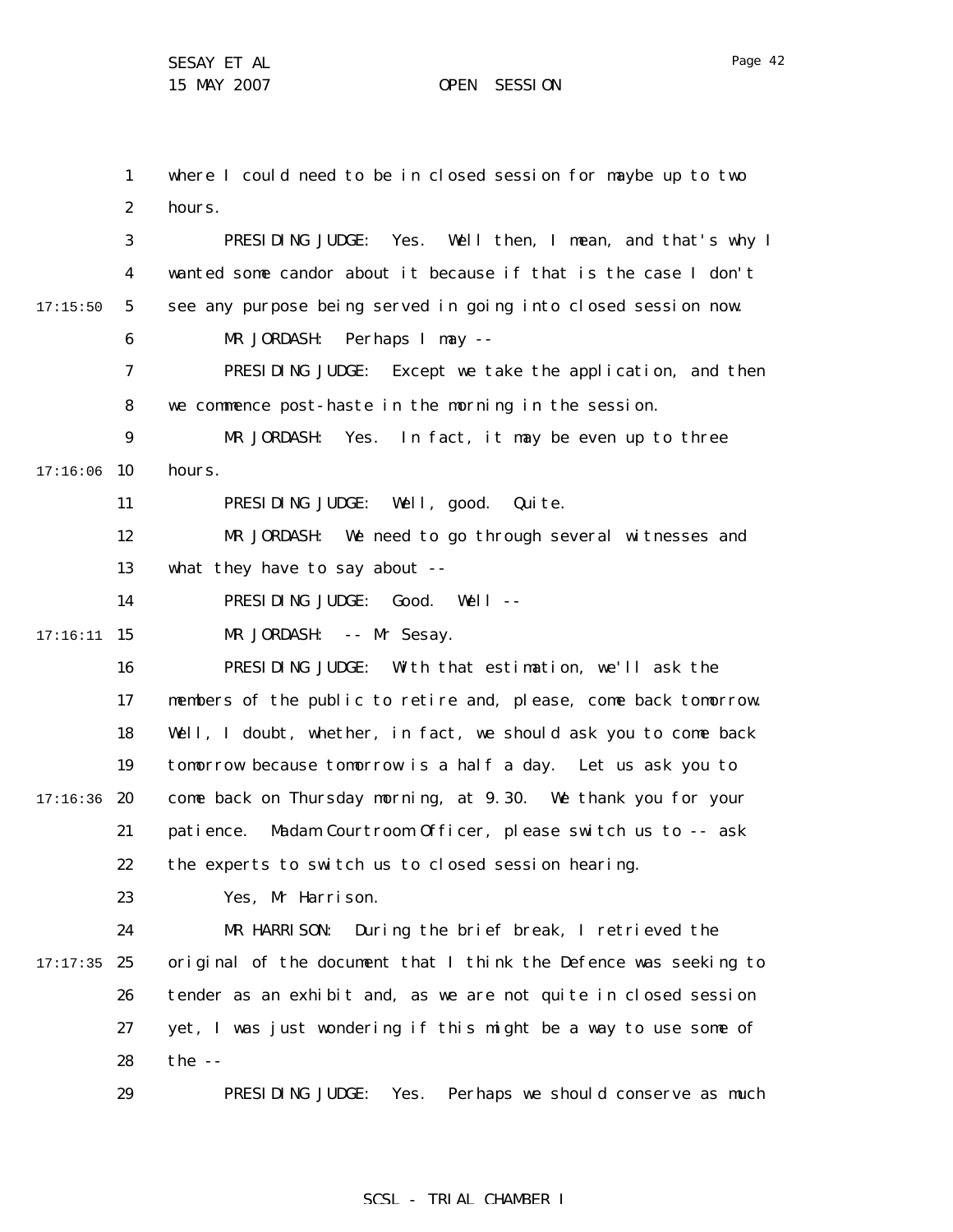where I could need to be in closed session for maybe up to two hours.

PRESIDING JUDGE: Yes. Well then, I mean, and that's why I wanted some candor about it because if that is the case I don't see any purpose being served in going into closed session now.

MR JORDASH: Perhaps I may --

PRESIDING JUDGE: Except we take the application, and then we commence post-haste in the morning in the session.

MR JORDASH: Yes. In fact, it may be even up to three hours.

PRESIDING JUDGE: Well, good. Quite.

MR JORDASH: We need to go through several witnesses and what they have to say about --

PRESIDING JUDGE: Good. Well --

MR JORDASH: -- Mr Sesay.

PRESIDING JUDGE: With that estimation, we'll ask the members of the public to retire and, please, come back tomorrow. Well, I doubt, whether, in fact, we should ask you to come back tomorrow because tomorrow is a half a day. Let us ask you to come back on Thursday morning, at 9.30. We thank you for your patience. Madam Courtroom Officer, please switch us to -- ask the experts to switch us to closed session hearing.

Yes, Mr Harrison.

MR HARRISON: During the brief break, I retrieved the original of the document that I think the Defence was seeking to tender as an exhibit and, as we are not quite in closed session yet, I was just wondering if this might be a way to use some of the --

PRESIDING JUDGE: Yes. Perhaps we should conserve as much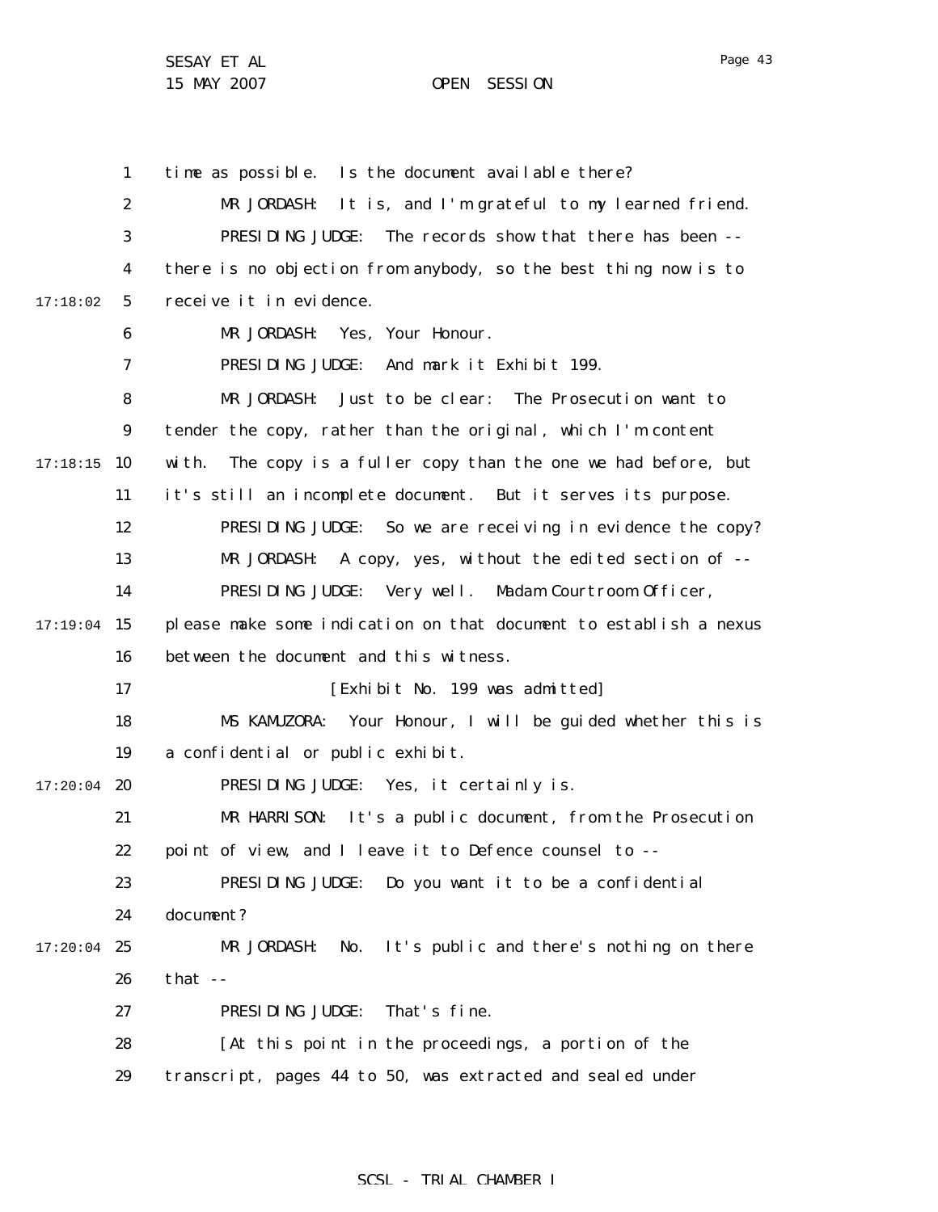time as possible. Is the document available there?

MR JORDASH: It is, and I'm grateful to my learned friend.

PRESIDING JUDGE: The records show that there has been -- there is no objection from anybody, so the best thing now is to receive it in evidence.

MR JORDASH: Yes, Your Honour.

PRESIDING JUDGE: And mark it Exhibit 199.

MR JORDASH: Just to be clear: The Prosecution want to tender the copy, rather than the original, which I'm content with. The copy is a fuller copy than the one we had before, but it's still an incomplete document. But it serves its purpose.

PRESIDING JUDGE: So we are receiving in evidence the copy?

MR JORDASH: A copy, yes, without the edited section of --

PRESIDING JUDGE: Very well. Madam Courtroom Officer, please make some indication on that document to establish a nexus between the document and this witness.

[Exhibit No. 199 was admitted]

MS KAMUZORA: Your Honour, I will be guided whether this is a confidential or public exhibit.

PRESIDING JUDGE: Yes, it certainly is.

MR HARRISON: It's a public document, from the Prosecution point of view, and I leave it to Defence counsel to --

PRESIDING JUDGE: Do you want it to be a confidential document?

MR JORDASH: No. It's public and there's nothing on there that --

PRESIDING JUDGE: That's fine.

[At this point in the proceedings, a portion of the transcript, pages 44 to 50, was extracted and sealed under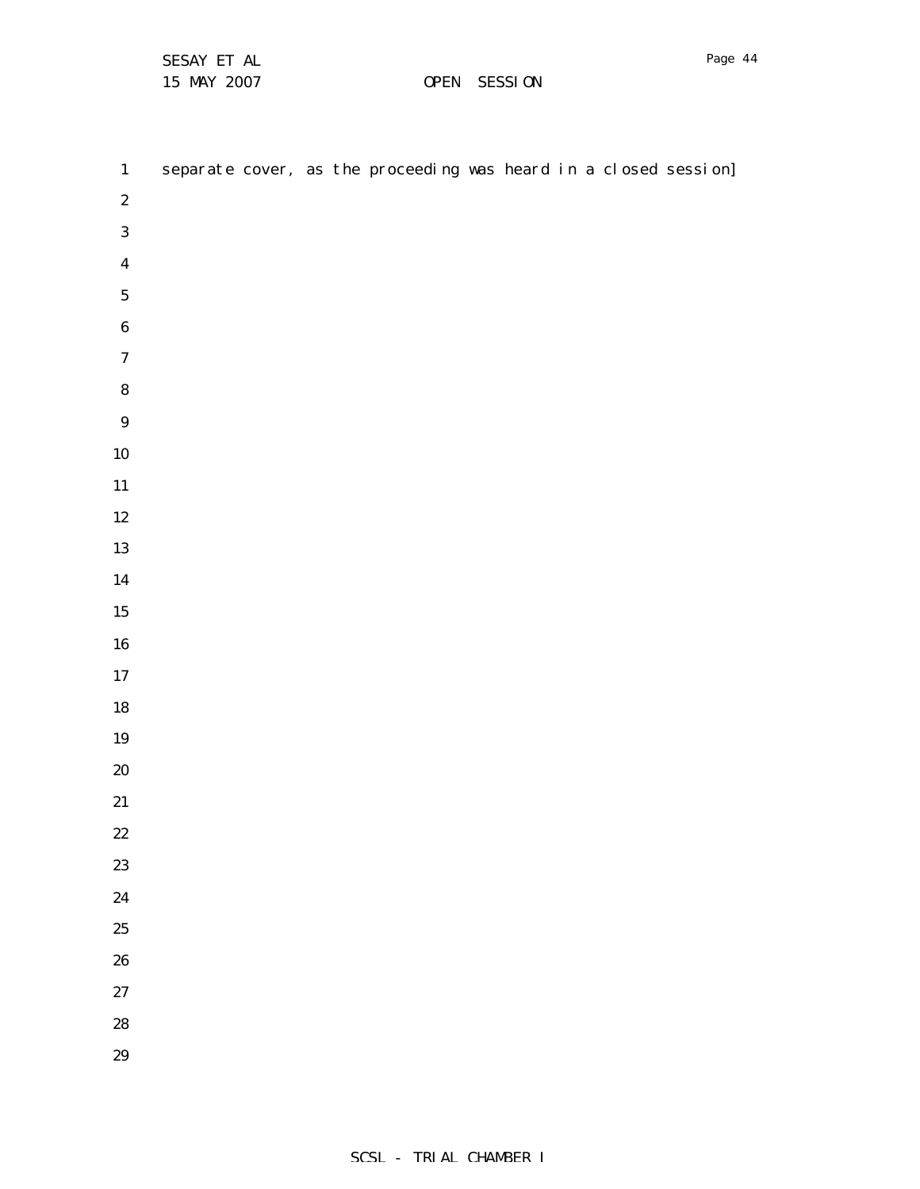separate cover, as the proceeding was heard in a closed session]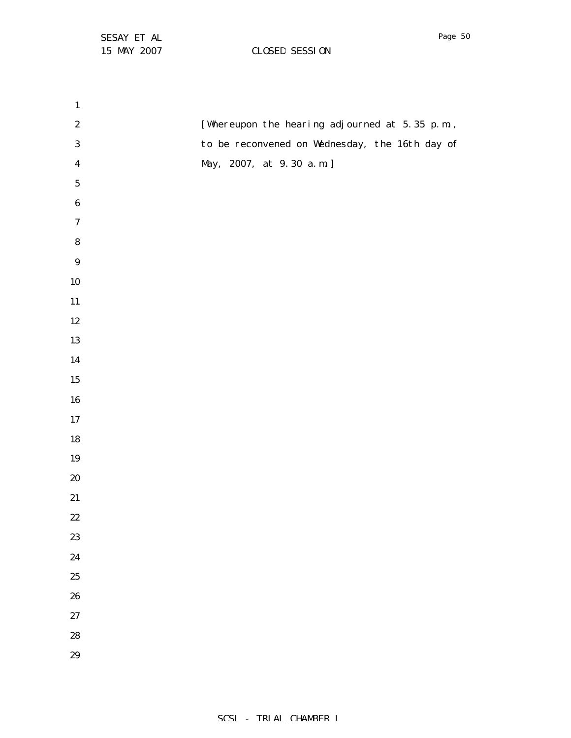[Whereupon the hearing adjourned at 5.35 p.m., to be reconvened on Wednesday, the 16th day of May, 2007, at 9.30 a.m.]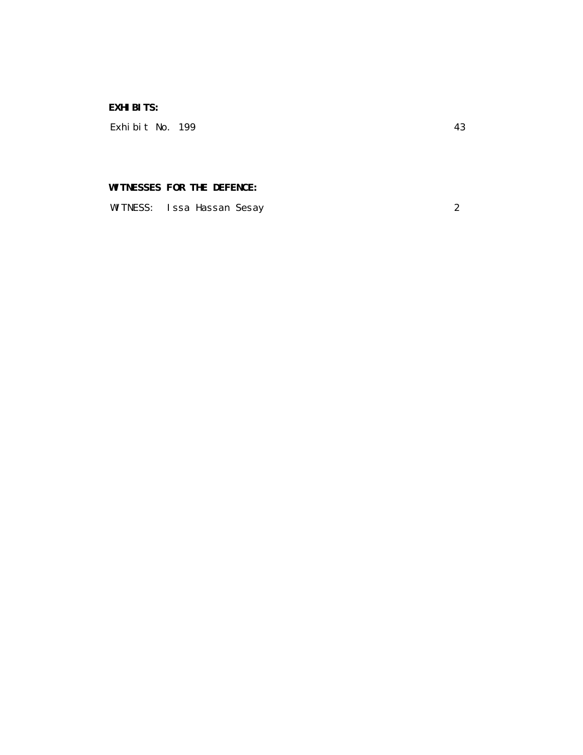**EXHIBITS:**

| | |
|---|---|
| Exhibit No. 199 | 43 |

**WITNESSES FOR THE DEFENCE:**

| | |
|---|---|
| WITNESS: Issa Hassan Sesay | 2 |